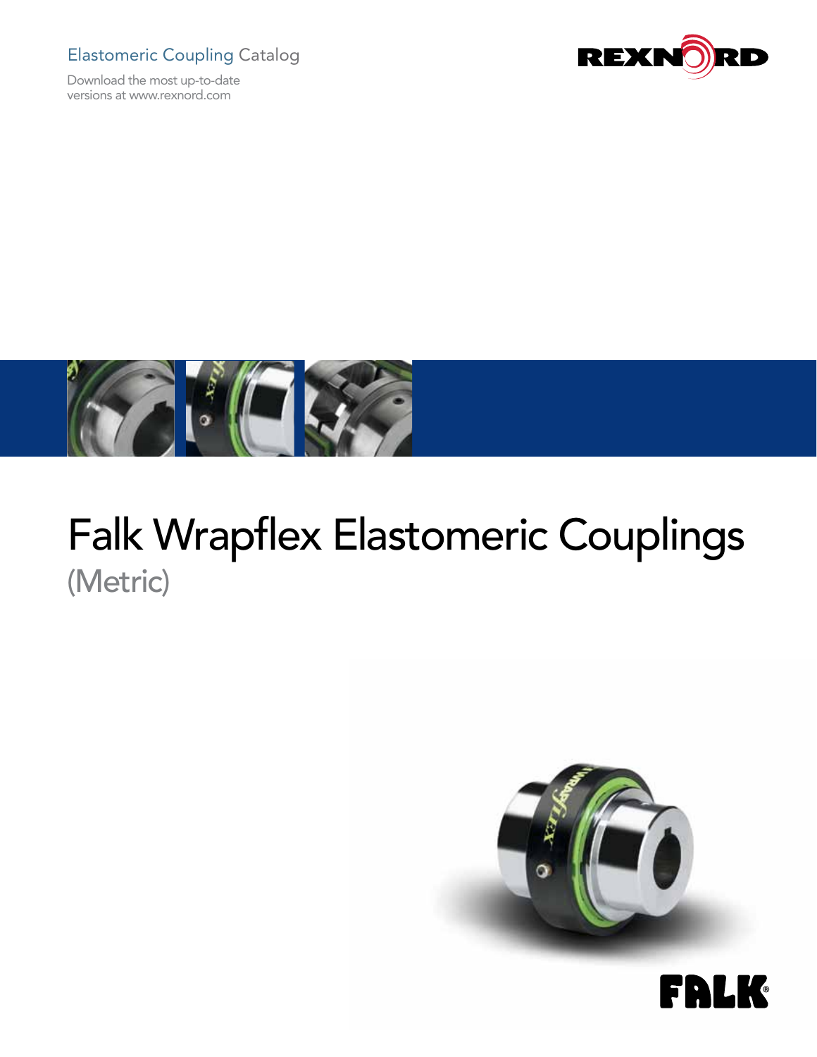Elastomeric Coupling Catalog

Download the most up-to-date versions at www.rexnord.com

REXNORD

# Falk Wrapflex Elastomeric Couplings

## (Metric)

FALK®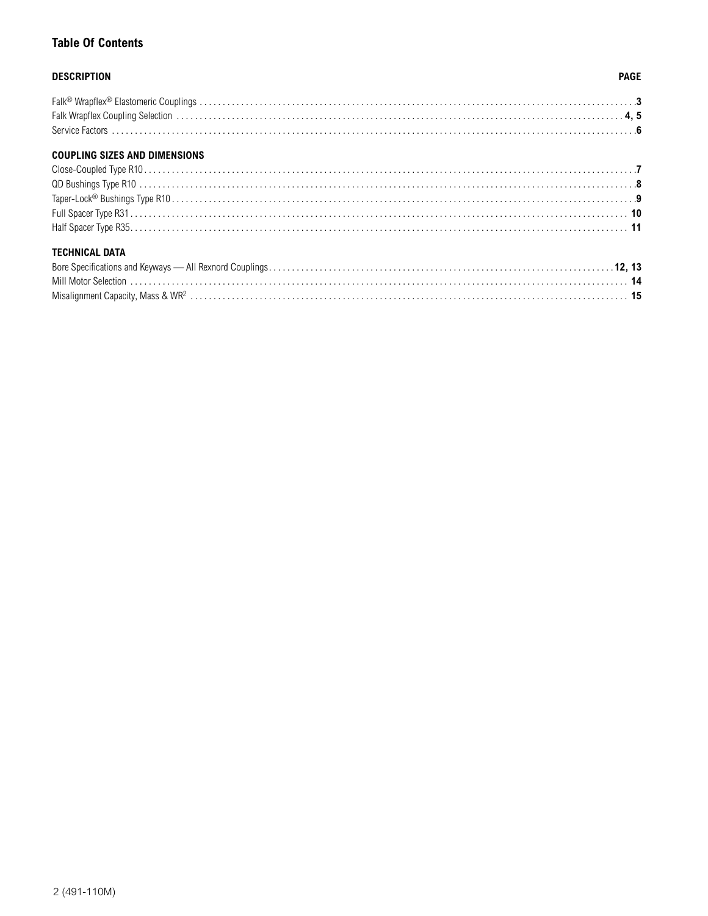## Table Of Contents

| DESCRIPTION | PAGE |
| --- | --- |
| Falk® Wrapflex® Elastomeric Couplings | **3** |
| Falk Wrapflex Coupling Selection | **4, 5** |
| Service Factors | **6** |
| **COUPLING SIZES AND DIMENSIONS** | |
| Close-Coupled Type R10 | **7** |
| QD Bushings Type R10 | **8** |
| Taper-Lock® Bushings Type R10 | **9** |
| Full Spacer Type R31 | **10** |
| Half Spacer Type R35 | **11** |
| **TECHNICAL DATA** | |
| Bore Specifications and Keyways — All Rexnord Couplings | **12, 13** |
| Mill Motor Selection | **14** |
| Misalignment Capacity, Mass & $WR^2$ | **15** |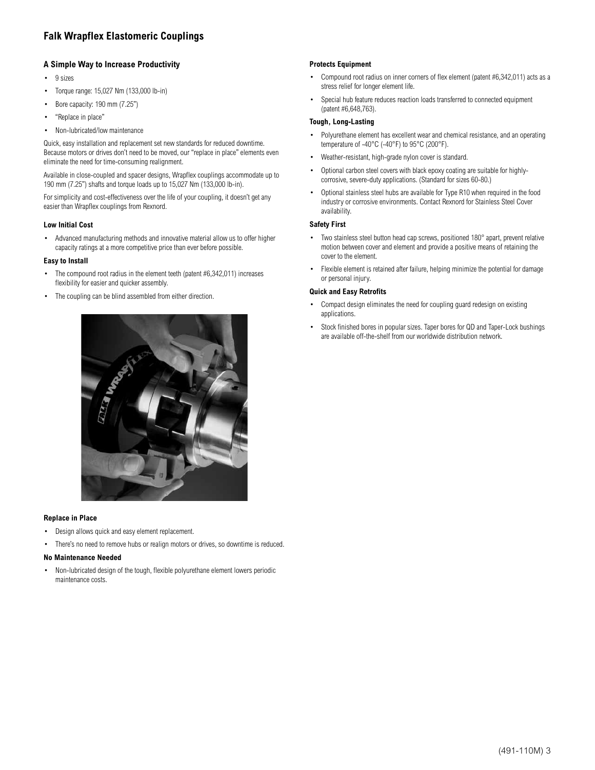# Falk Wrapflex Elastomeric Couplings

### A Simple Way to Increase Productivity

- 9 sizes
- Torque range: 15,027 Nm (133,000 lb-in)
- Bore capacity: 190 mm (7.25")
- "Replace in place"
- Non-lubricated/low maintenance

Quick, easy installation and replacement set new standards for reduced downtime. Because motors or drives don't need to be moved, our "replace in place" elements even eliminate the need for time-consuming realignment.

Available in close-coupled and spacer designs, Wrapflex couplings accommodate up to 190 mm (7.25") shafts and torque loads up to 15,027 Nm (133,000 lb-in).

For simplicity and cost-effectiveness over the life of your coupling, it doesn't get any easier than Wrapflex couplings from Rexnord.

#### Low Initial Cost

- Advanced manufacturing methods and innovative material allow us to offer higher capacity ratings at a more competitive price than ever before possible.

#### Easy to Install

- The compound root radius in the element teeth (patent #6,342,011) increases flexibility for easier and quicker assembly.
- The coupling can be blind assembled from either direction.

#### Replace in Place

- Design allows quick and easy element replacement.
- There's no need to remove hubs or realign motors or drives, so downtime is reduced.

#### No Maintenance Needed

- Non-lubricated design of the tough, flexible polyurethane element lowers periodic maintenance costs.

#### Protects Equipment

- Compound root radius on inner corners of flex element (patent #6,342,011) acts as a stress relief for longer element life.
- Special hub feature reduces reaction loads transferred to connected equipment (patent #6,648,763).

#### Tough, Long-Lasting

- Polyurethane element has excellent wear and chemical resistance, and an operating temperature of -40°C (-40°F) to 95°C (200°F).
- Weather-resistant, high-grade nylon cover is standard.
- Optional carbon steel covers with black epoxy coating are suitable for highly-corrosive, severe-duty applications. (Standard for sizes 60-80.)
- Optional stainless steel hubs are available for Type R10 when required in the food industry or corrosive environments. Contact Rexnord for Stainless Steel Cover availability.

#### Safety First

- Two stainless steel button head cap screws, positioned 180° apart, prevent relative motion between cover and element and provide a positive means of retaining the cover to the element.
- Flexible element is retained after failure, helping minimize the potential for damage or personal injury.

#### Quick and Easy Retrofits

- Compact design eliminates the need for coupling guard redesign on existing applications.
- Stock finished bores in popular sizes. Taper bores for QD and Taper-Lock bushings are available off-the-shelf from our worldwide distribution network.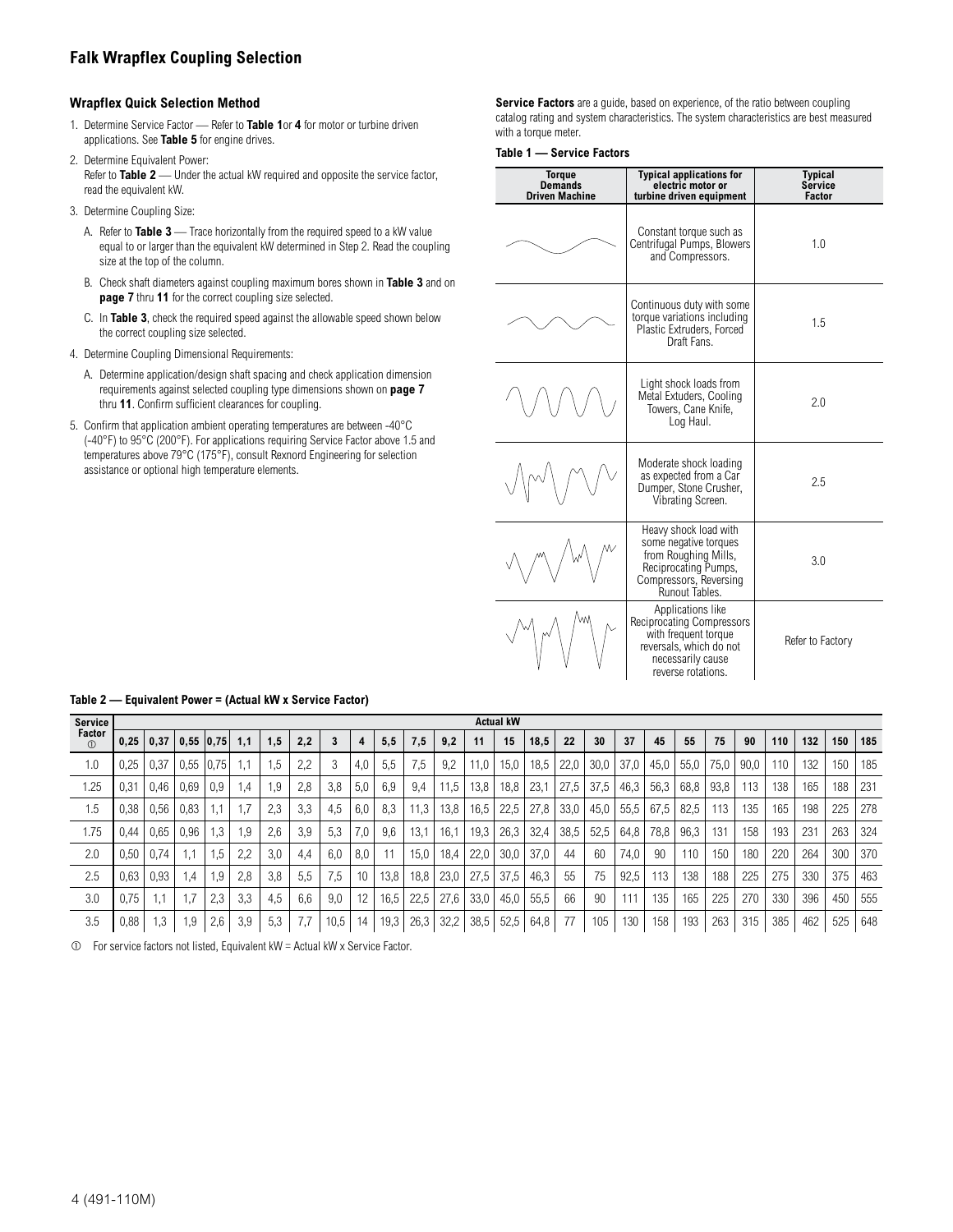## Falk Wrapflex Coupling Selection

### Wrapflex Quick Selection Method

1. Determine Service Factor — Refer to **Table 1** or **4** for motor or turbine driven applications. See **Table 5** for engine drives.
2. Determine Equivalent Power:
   Refer to **Table 2** — Under the actual kW required and opposite the service factor, read the equivalent kW.
3. Determine Coupling Size:
   A. Refer to **Table 3** — Trace horizontally from the required speed to a kW value equal to or larger than the equivalent kW determined in Step 2. Read the coupling size at the top of the column.
   B. Check shaft diameters against coupling maximum bores shown in **Table 3** and on **page 7** thru **11** for the correct coupling size selected.
   C. In **Table 3**, check the required speed against the allowable speed shown below the correct coupling size selected.
4. Determine Coupling Dimensional Requirements:
   A. Determine application/design shaft spacing and check application dimension requirements against selected coupling type dimensions shown on **page 7** thru **11**. Confirm sufficient clearances for coupling.
5. Confirm that application ambient operating temperatures are between -40°C (-40°F) to 95°C (200°F). For applications requiring Service Factor above 1.5 and temperatures above 79°C (175°F), consult Rexnord Engineering for selection assistance or optional high temperature elements.

**Service Factors** are a guide, based on experience, of the ratio between coupling catalog rating and system characteristics. The system characteristics are best measured with a torque meter.

**Table 1 — Service Factors**

| Torque Demands Driven Machine | Typical applications for electric motor or turbine driven equipment | Typical Service Factor |
|---|---|---|
| | Constant torque such as Centrifugal Pumps, Blowers and Compressors. | 1.0 |
| | Continuous duty with some torque variations including Plastic Extruders, Forced Draft Fans. | 1.5 |
| | Light shock loads from Metal Extuders, Cooling Towers, Cane Knife, Log Haul. | 2.0 |
| | Moderate shock loading as expected from a Car Dumper, Stone Crusher, Vibrating Screen. | 2.5 |
| | Heavy shock load with some negative torques from Roughing Mills, Reciprocating Pumps, Compressors, Reversing Runout Tables. | 3.0 |
| | Applications like Reciprocating Compressors with frequent torque reversals, which do not necessarily cause reverse rotations. | Refer to Factory |

**Table 2 — Equivalent Power = (Actual kW x Service Factor)**

| Service Factor ① | Actual kW | | | | | | | | | | | | | | | | | | | | | | | | | | | |
|---|---|---|---|---|---|---|---|---|---|---|---|---|---|---|---|---|---|---|---|---|---|---|---|---|---|---|---|---|
| | 0,25 | 0,37 | 0,55 | 0,75 | 1,1 | 1,5 | 2,2 | 3 | 4 | 5,5 | 7,5 | 9,2 | 11 | 15 | 18,5 | 22 | 30 | 37 | 45 | 55 | 75 | 90 | 110 | 132 | 150 | 185 |
| 1.0 | 0,25 | 0,37 | 0,55 | 0,75 | 1,1 | 1,5 | 2,2 | 3 | 4,0 | 5,5 | 7,5 | 9,2 | 11,0 | 15,0 | 18,5 | 22,0 | 30,0 | 37,0 | 45,0 | 55,0 | 75,0 | 90,0 | 110 | 132 | 150 | 185 |
| 1.25 | 0,31 | 0,46 | 0,69 | 0,9 | 1,4 | 1,9 | 2,8 | 3,8 | 5,0 | 6,9 | 9,4 | 11,5 | 13,8 | 18,8 | 23,1 | 27,5 | 37,5 | 46,3 | 56,3 | 68,8 | 93,8 | 113 | 138 | 165 | 188 | 231 |
| 1.5 | 0,38 | 0,56 | 0,83 | 1,1 | 1,7 | 2,3 | 3,3 | 4,5 | 6,0 | 8,3 | 11,3 | 13,8 | 16,5 | 22,5 | 27,8 | 33,0 | 45,0 | 55,5 | 67,5 | 82,5 | 113 | 135 | 165 | 198 | 225 | 278 |
| 1.75 | 0,44 | 0,65 | 0,96 | 1,3 | 1,9 | 2,6 | 3,9 | 5,3 | 7,0 | 9,6 | 13,1 | 16,1 | 19,3 | 26,3 | 32,4 | 38,5 | 52,5 | 64,8 | 78,8 | 96,3 | 131 | 158 | 193 | 231 | 263 | 324 |
| 2.0 | 0,50 | 0,74 | 1,1 | 1,5 | 2,2 | 3,0 | 4,4 | 6,0 | 8,0 | 11 | 15,0 | 18,4 | 22,0 | 30,0 | 37,0 | 44 | 60 | 74,0 | 90 | 110 | 150 | 180 | 220 | 264 | 300 | 370 |
| 2.5 | 0,63 | 0,93 | 1,4 | 1,9 | 2,8 | 3,8 | 5,5 | 7,5 | 10 | 13,8 | 18,8 | 23,0 | 27,5 | 37,5 | 46,3 | 55 | 75 | 92,5 | 113 | 138 | 188 | 225 | 275 | 330 | 375 | 463 |
| 3.0 | 0,75 | 1,1 | 1,7 | 2,3 | 3,3 | 4,5 | 6,6 | 9,0 | 12 | 16,5 | 22,5 | 27,6 | 33,0 | 45,0 | 55,5 | 66 | 90 | 111 | 135 | 165 | 225 | 270 | 330 | 396 | 450 | 555 |
| 3.5 | 0,88 | 1,3 | 1,9 | 2,6 | 3,9 | 5,3 | 7,7 | 10,5 | 14 | 19,3 | 26,3 | 32,2 | 38,5 | 52,5 | 64,8 | 77 | 105 | 130 | 158 | 193 | 263 | 315 | 385 | 462 | 525 | 648 |

① For service factors not listed, Equivalent kW = Actual kW x Service Factor.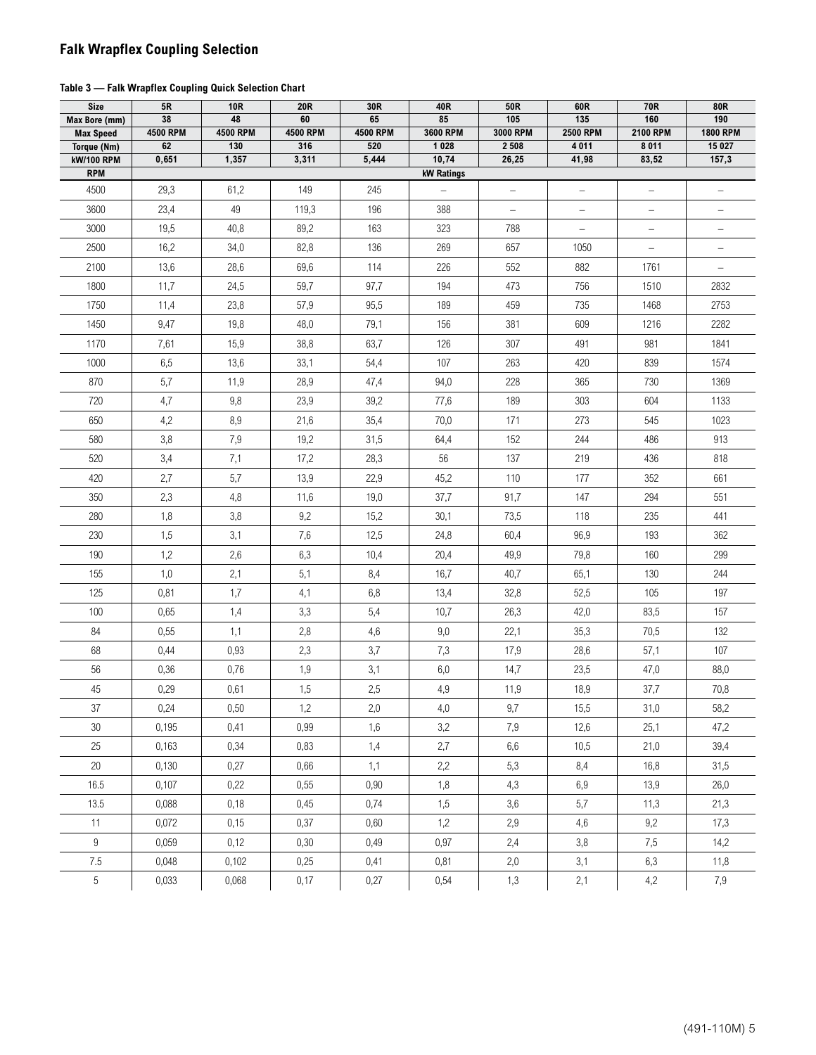## Falk Wrapflex Coupling Selection

**Table 3 — Falk Wrapflex Coupling Quick Selection Chart**

| Size | 5R | 10R | 20R | 30R | 40R | 50R | 60R | 70R | 80R |
|---|---|---|---|---|---|---|---|---|---|
| Max Bore (mm) | 38 | 48 | 60 | 65 | 85 | 105 | 135 | 160 | 190 |
| Max Speed | 4500 RPM | 4500 RPM | 4500 RPM | 4500 RPM | 3600 RPM | 3000 RPM | 2500 RPM | 2100 RPM | 1800 RPM |
| Torque (Nm) | 62 | 130 | 316 | 520 | 1 028 | 2 508 | 4 011 | 8 011 | 15 027 |
| kW/100 RPM | 0,651 | 1,357 | 3,311 | 5,444 | 10,74 | 26,25 | 41,98 | 83,52 | 157,3 |
| RPM | kW Ratings | | | | | | | | |
| 4500 | 29,3 | 61,2 | 149 | 245 | – | – | – | – | – |
| 3600 | 23,4 | 49 | 119,3 | 196 | 388 | – | – | – | – |
| 3000 | 19,5 | 40,8 | 89,2 | 163 | 323 | 788 | – | – | – |
| 2500 | 16,2 | 34,0 | 82,8 | 136 | 269 | 657 | 1050 | – | – |
| 2100 | 13,6 | 28,6 | 69,6 | 114 | 226 | 552 | 882 | 1761 | – |
| 1800 | 11,7 | 24,5 | 59,7 | 97,7 | 194 | 473 | 756 | 1510 | 2832 |
| 1750 | 11,4 | 23,8 | 57,9 | 95,5 | 189 | 459 | 735 | 1468 | 2753 |
| 1450 | 9,47 | 19,8 | 48,0 | 79,1 | 156 | 381 | 609 | 1216 | 2282 |
| 1170 | 7,61 | 15,9 | 38,8 | 63,7 | 126 | 307 | 491 | 981 | 1841 |
| 1000 | 6,5 | 13,6 | 33,1 | 54,4 | 107 | 263 | 420 | 839 | 1574 |
| 870 | 5,7 | 11,9 | 28,9 | 47,4 | 94,0 | 228 | 365 | 730 | 1369 |
| 720 | 4,7 | 9,8 | 23,9 | 39,2 | 77,6 | 189 | 303 | 604 | 1133 |
| 650 | 4,2 | 8,9 | 21,6 | 35,4 | 70,0 | 171 | 273 | 545 | 1023 |
| 580 | 3,8 | 7,9 | 19,2 | 31,5 | 64,4 | 152 | 244 | 486 | 913 |
| 520 | 3,4 | 7,1 | 17,2 | 28,3 | 56 | 137 | 219 | 436 | 818 |
| 420 | 2,7 | 5,7 | 13,9 | 22,9 | 45,2 | 110 | 177 | 352 | 661 |
| 350 | 2,3 | 4,8 | 11,6 | 19,0 | 37,7 | 91,7 | 147 | 294 | 551 |
| 280 | 1,8 | 3,8 | 9,2 | 15,2 | 30,1 | 73,5 | 118 | 235 | 441 |
| 230 | 1,5 | 3,1 | 7,6 | 12,5 | 24,8 | 60,4 | 96,9 | 193 | 362 |
| 190 | 1,2 | 2,6 | 6,3 | 10,4 | 20,4 | 49,9 | 79,8 | 160 | 299 |
| 155 | 1,0 | 2,1 | 5,1 | 8,4 | 16,7 | 40,7 | 65,1 | 130 | 244 |
| 125 | 0,81 | 1,7 | 4,1 | 6,8 | 13,4 | 32,8 | 52,5 | 105 | 197 |
| 100 | 0,65 | 1,4 | 3,3 | 5,4 | 10,7 | 26,3 | 42,0 | 83,5 | 157 |
| 84 | 0,55 | 1,1 | 2,8 | 4,6 | 9,0 | 22,1 | 35,3 | 70,5 | 132 |
| 68 | 0,44 | 0,93 | 2,3 | 3,7 | 7,3 | 17,9 | 28,6 | 57,1 | 107 |
| 56 | 0,36 | 0,76 | 1,9 | 3,1 | 6,0 | 14,7 | 23,5 | 47,0 | 88,0 |
| 45 | 0,29 | 0,61 | 1,5 | 2,5 | 4,9 | 11,9 | 18,9 | 37,7 | 70,8 |
| 37 | 0,24 | 0,50 | 1,2 | 2,0 | 4,0 | 9,7 | 15,5 | 31,0 | 58,2 |
| 30 | 0,195 | 0,41 | 0,99 | 1,6 | 3,2 | 7,9 | 12,6 | 25,1 | 47,2 |
| 25 | 0,163 | 0,34 | 0,83 | 1,4 | 2,7 | 6,6 | 10,5 | 21,0 | 39,4 |
| 20 | 0,130 | 0,27 | 0,66 | 1,1 | 2,2 | 5,3 | 8,4 | 16,8 | 31,5 |
| 16.5 | 0,107 | 0,22 | 0,55 | 0,90 | 1,8 | 4,3 | 6,9 | 13,9 | 26,0 |
| 13.5 | 0,088 | 0,18 | 0,45 | 0,74 | 1,5 | 3,6 | 5,7 | 11,3 | 21,3 |
| 11 | 0,072 | 0,15 | 0,37 | 0,60 | 1,2 | 2,9 | 4,6 | 9,2 | 17,3 |
| 9 | 0,059 | 0,12 | 0,30 | 0,49 | 0,97 | 2,4 | 3,8 | 7,5 | 14,2 |
| 7.5 | 0,048 | 0,102 | 0,25 | 0,41 | 0,81 | 2,0 | 3,1 | 6,3 | 11,8 |
| 5 | 0,033 | 0,068 | 0,17 | 0,27 | 0,54 | 1,3 | 2,1 | 4,2 | 7,9 |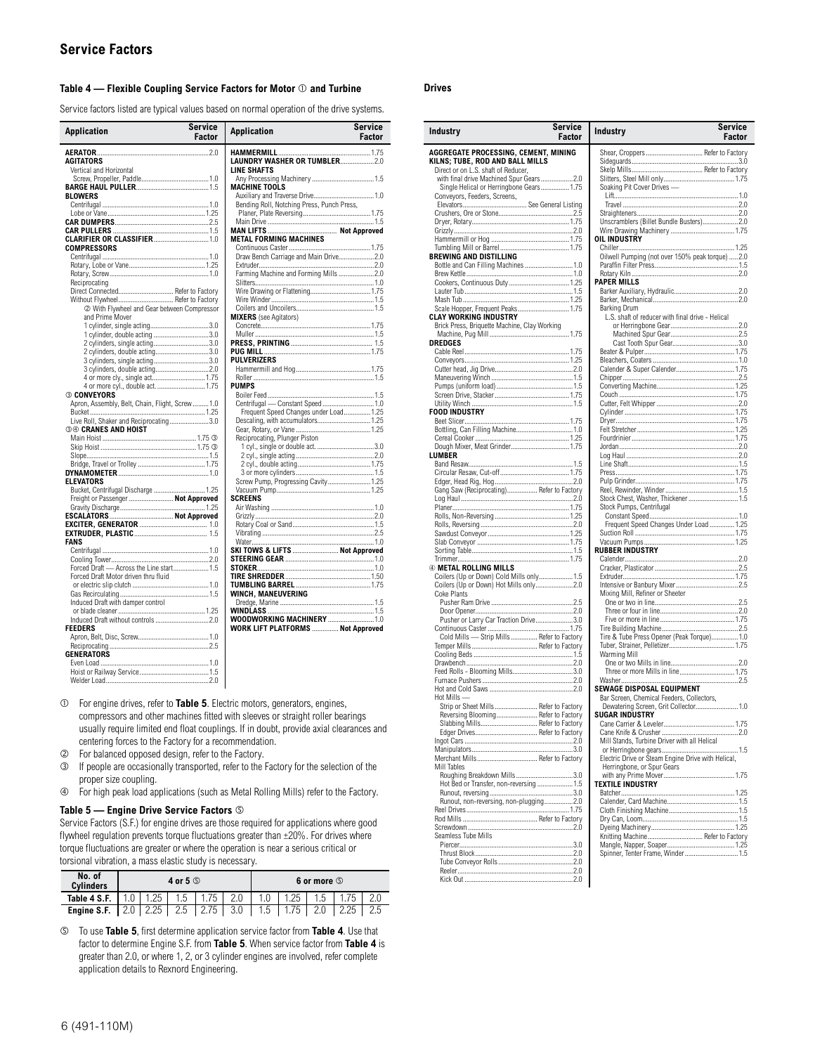# Service Factors

### Table 4 — Flexible Coupling Service Factors for Motor ① and Turbine

Service factors listed are typical values based on normal operation of the drive systems.

| Application | Service Factor |
|---|---|
| **AERATOR** | 2.0 |
| **AGITATORS** | |
| Vertical and Horizontal | |
| Screw, Propeller, Paddle | 1.0 |
| **BARGE HAUL PULLER** | 1.5 |
| **BLOWERS** | |
| Centrifugal | 1.0 |
| Lobe or Vane | 1.25 |
| **CAR DUMPERS** | 2.5 |
| **CAR PULLERS** | 1.5 |
| **CLARIFIER or CLASSIFIER** | 1.0 |
| **COMPRESSORS** | |
| Centrifugal | 1.0 |
| Rotary, Lobe or Vane | 1.25 |
| Rotary, Screw | 1.0 |
| Reciprocating | |
| Direct Connected | Refer to Factory |
| Without Flywheel | Refer to Factory |
| ② With Flywheel and Gear between Compressor and Prime Mover | |
| 1 cylinder, single acting | 3.0 |
| 1 cylinder, double acting | 3.0 |
| 2 cylinders, single acting | 3.0 |
| 2 cylinders, double acting | 3.0 |
| 3 cylinders, single acting | 3.0 |
| 3 cylinders, double acting | 2.0 |
| 4 or more cyl., single act. | 1.75 |
| 4 or more cyl., double act. | 1.75 |
| **③ CONVEYORS** | |
| Apron, Assembly, Belt, Chain, Flight, Screw | 1.0 |
| Bucket | 1.25 |
| Live Roll, Shaker and Reciprocating | 3.0 |
| **③④ CRANES AND HOIST** | |
| Main Hoist | 1.75 ③ |
| Skip Hoist | 1.75 ③ |
| Slope | 1.5 |
| Bridge, Travel or Trolley | 1.75 |
| **DYNAMOMETER** | 1.0 |
| **ELEVATORS** | |
| Bucket, Centrifugal Discharge | 1.25 |
| Freight or Passenger | **Not Approved** |
| Gravity Discharge | 1.25 |
| **ESCALATORS** | **Not Approved** |
| **EXCITER, GENERATOR** | 1.0 |
| **EXTRUDER, PLASTIC** | 1.5 |
| **FANS** | |
| Centrifugal | 1.0 |
| Cooling Tower | 2.0 |
| Forced Draft — Across the Line start | 1.5 |
| Forced Draft Motor driven thru fluid or electric slip clutch | 1.0 |
| Gas Recirculating | 1.5 |
| Induced Draft with damper control or blade cleaner | 1.25 |
| Induced Draft without controls | 2.0 |
| **FEEDERS** | |
| Apron, Belt, Disc, Screw | 1.0 |
| Reciprocating | 2.5 |
| **GENERATORS** | |
| Even Load | 1.0 |
| Hoist or Railway Service | 1.5 |
| Welder Load | 2.0 |
| **HAMMERMILL** | 1.75 |
| **LAUNDRY WASHER OR TUMBLER** | 2.0 |
| **LINE SHAFTS** | |
| Any Processing Machinery | 1.5 |
| **MACHINE TOOLS** | |
| Auxiliary and Traverse Drive | 1.0 |
| Bending Roll, Notching Press, Punch Press, Planer, Plate Reversing | 1.75 |
| Main Drive | 1.5 |
| **MAN LIFTS** | **Not Approved** |
| **METAL FORMING MACHINES** | |
| Continuous Caster | 1.75 |
| Draw Bench Carriage and Main Drive | 2.0 |
| Extruder | 2.0 |
| Farming Machine and Forming Mills | 2.0 |
| Slitters | 1.0 |
| Wire Drawing or Flattening | 1.75 |
| Wire Winder | 1.5 |
| Coilers and Uncoilers | 1.5 |
| **MIXERS** (see Agitators) | |
| Concrete | 1.75 |
| Muller | 1.5 |
| **PRESS, PRINTING** | 1.5 |
| **PUG MILL** | 1.75 |
| **PULVERIZERS** | |
| Hammermill and Hog | 1.75 |
| Roller | 1.5 |
| **PUMPS** | |
| Boiler Feed | 1.5 |
| Centrifugal — Constant Speed | 1.0 |
| Frequent Speed Changes under Load | 1.25 |
| Descaling, with accumulators | 1.25 |
| Gear, Rotary, or Vane | 1.25 |
| Reciprocating, Plunger Piston | |
| 1 cyl., single or double act. | 3.0 |
| 2 cyl., single acting | 2.0 |
| 2 cyl., double acting | 1.75 |
| 3 or more cylinders | 1.5 |
| Screw Pump, Progressing Cavity | 1.25 |
| Vacuum Pump | 1.25 |
| **SCREENS** | |
| Air Washing | 1.0 |
| Grizzly | 2.0 |
| Rotary Coal or Sand | 1.5 |
| Vibrating | 2.5 |
| Water | 1.0 |
| **SKI TOWS & LIFTS** | **Not Approved** |
| **STEERING GEAR** | 1.0 |
| **STOKER** | 1.0 |
| **TIRE SHREDDER** | 1.50 |
| **TUMBLING BARREL** | 1.75 |
| **WINCH, MANEUVERING** | |
| Dredge, Marine | 1.5 |
| **WINDLASS** | 1.5 |
| **WOODWORKING MACHINERY** | 1.0 |
| **WORK LIFT PLATFORMS** | **Not Approved** |

① For engine drives, refer to **Table 5**. Electric motors, generators, engines, compressors and other machines fitted with sleeves or straight roller bearings usually require limited end float couplings. If in doubt, provide axial clearances and centering forces to the Factory for a recommendation.

② For balanced opposed design, refer to the Factory.

③ If people are occasionally transported, refer to the Factory for the selection of the proper size coupling.

④ For high peak load applications (such as Metal Rolling Mills) refer to the Factory.

### Table 5 — Engine Drive Service Factors ⑤

Service Factors (S.F.) for engine drives are those required for applications where good flywheel regulation prevents torque fluctuations greater than ±20%. For drives where torque fluctuations are greater or where the operation is near a serious critical or torsional vibration, a mass elastic study is necessary.

| No. of Cylinders | 4 or 5 ⑤ | | | | | 6 or more ⑤ | | | | |
|---|---|---|---|---|---|---|---|---|---|---|
| **Table 4 S.F.** | 1.0 | 1.25 | 1.5 | 1.75 | 2.0 | 1.0 | 1.25 | 1.5 | 1.75 | 2.0 |
| **Engine S.F.** | 2.0 | 2.25 | 2.5 | 2.75 | 3.0 | 1.5 | 1.75 | 2.0 | 2.25 | 2.5 |

⑤ To use **Table 5**, first determine application service factor from **Table 4**. Use that factor to determine Engine S.F. from **Table 5**. When service factor from **Table 4** is greater than 2.0, or where 1, 2, or 3 cylinder engines are involved, refer complete application details to Rexnord Engineering.

### Drives

| Industry | Service Factor |
|---|---|
| **AGGREGATE PROCESSING, CEMENT, MINING KILNS; TUBE, ROD AND BALL MILLS** | |
| Direct or on L.S. shaft of Reducer, with final drive Machined Spur Gears | 2.0 |
| Single Helical or Herringbone Gears | 1.75 |
| Conveyors, Feeders, Screens, Elevators | See General Listing |
| Crushers, Ore or Stone | 2.5 |
| Dryer, Rotary | 1.75 |
| Grizzly | 2.0 |
| Hammermill or Hog | 1.75 |
| Tumbling Mill or Barrel | 1.75 |
| **BREWING AND DISTILLING** | |
| Bottle and Can Filling Machines | 1.0 |
| Brew Kettle | 1.0 |
| Cookers, Continuous Duty | 1.25 |
| Lauter Tub | 1.5 |
| Mash Tub | 1.25 |
| Scale Hopper, Frequent Peaks | 1.75 |
| **CLAY WORKING INDUSTRY** | |
| Brick Press, Briquette Machine, Clay Working Machine, Pug Mill | 1.75 |
| **DREDGES** | |
| Cable Reel | 1.75 |
| Conveyors | 1.25 |
| Cutter head, Jig Drive | 2.0 |
| Maneuvering Winch | 1.5 |
| Pumps (uniform load) | 1.5 |
| Screen Drive, Stacker | 1.75 |
| Utility Winch | 1.5 |
| **FOOD INDUSTRY** | |
| Beet Slicer | 1.75 |
| Bottling, Can Filling Machine | 1.0 |
| Cereal Cooker | 1.25 |
| Dough Mixer, Meat Grinder | 1.75 |
| **LUMBER** | |
| Band Resaw | 1.5 |
| Circular Resaw, Cut-off | 1.75 |
| Edger, Head Rig, Hog | 2.0 |
| Gang Saw (Reciprocating) | Refer to Factory |
| Log Haul | 2.0 |
| Planer | 1.75 |
| Rolls, Non-Reversing | 1.25 |
| Rolls, Reversing | 2.0 |
| Sawdust Conveyor | 1.25 |
| Slab Conveyor | 1.75 |
| Sorting Table | 1.5 |
| Trimmer | 1.75 |
| **④ METAL ROLLING MILLS** | |
| Coilers (Up or Down) Cold Mills only | 1.5 |
| Coilers (Up or Down) Hot Mills only | 2.0 |
| Coke Plants | |
| Pusher Ram Drive | 2.5 |
| Door Opener | 2.0 |
| Pusher or Larry Car Traction Drive | 3.0 |
| Continuous Caster | 1.75 |
| Cold Mills — Strip Mills | Refer to Factory |
| Temper Mills | Refer to Factory |
| Cooling Beds | 1.5 |
| Drawbench | 2.0 |
| Feed Rolls - Blooming Mills | 3.0 |
| Furnace Pushers | 2.0 |
| Hot and Cold Saws | 2.0 |
| Hot Mills — | |
| Strip or Sheet Mills | Refer to Factory |
| Reversing Blooming | Refer to Factory |
| Slabbing Mills | Refer to Factory |
| Edger Drives | Refer to Factory |
| Ingot Cars | 2.0 |
| Manipulators | 3.0 |
| Merchant Mills | Refer to Factory |
| Mill Tables | |
| Roughing Breakdown Mills | 3.0 |
| Hot Bed or Transfer, non-reversing | 1.5 |
| Runout, reversing | 3.0 |
| Runout, non-reversing, non-plugging | 2.0 |
| Reel Drives | 1.75 |
| Rod Mills | Refer to Factory |
| Screwdown | 2.0 |
| Seamless Tube Mills | |
| Piercer | 3.0 |
| Thrust Block | 2.0 |
| Tube Conveyor Rolls | 2.0 |
| Reeler | 2.0 |
| Kick Out | 2.0 |
| Shear, Croppers | Refer to Factory |
| Sideguards | 3.0 |
| Skelp Mills | Refer to Factory |
| Slitters, Steel Mill only | 1.75 |
| Soaking Pit Cover Drives — | |
| Lift | 1.0 |
| Travel | 2.0 |
| Straighteners | 2.0 |
| Unscramblers (Billet Bundle Busters) | 2.0 |
| Wire Drawing Machinery | 1.75 |
| **OIL INDUSTRY** | |
| Chiller | 1.25 |
| Oilwell Pumping (not over 150% peak torque) | 2.0 |
| Paraffin Filter Press | 1.5 |
| Rotary Kiln | 2.0 |
| **PAPER MILLS** | |
| Barker Auxiliary, Hydraulic | 2.0 |
| Barker, Mechanical | 2.0 |
| Barking Drum | |
| L.S. shaft of reducer with final drive - Helical or Herringbone Gear | 2.0 |
| Machined Spur Gear | 2.5 |
| Cast Tooth Spur Gear | 3.0 |
| Beater & Pulper | 1.75 |
| Bleachers, Coaters | 1.0 |
| Calender & Super Calender | 1.75 |
| Chipper | 2.5 |
| Converting Machine | 1.25 |
| Couch | 1.75 |
| Cutter, Felt Whipper | 2.0 |
| Cylinder | 1.75 |
| Dryer | 1.75 |
| Felt Stretcher | 1.25 |
| Fourdrinier | 1.75 |
| Jordan | 2.0 |
| Log Haul | 2.0 |
| Line Shaft | 1.5 |
| Press | 1.75 |
| Pulp Grinder | 1.75 |
| Reel, Rewinder, Winder | 1.5 |
| Stock Chest, Washer, Thickener | 1.5 |
| Stock Pumps, Centrifugal | |
| Constant Speed | 1.0 |
| Frequent Speed Changes Under Load | 1.25 |
| Suction Roll | 1.75 |
| Vacuum Pumps | 1.25 |
| **RUBBER INDUSTRY** | |
| Calender | 2.0 |
| Cracker, Plasticator | 2.5 |
| Extruder | 1.75 |
| Intensive or Banbury Mixer | 2.5 |
| Mixing Mill, Refiner or Sheeter | |
| One or two in line | 2.5 |
| Three or four in line | 2.0 |
| Five or more in line | 1.75 |
| Tire Building Machine | 2.5 |
| Tire & Tube Press Opener (Peak Torque) | 1.0 |
| Tuber, Strainer, Pelletizer | 1.75 |
| Warming Mill | |
| One or two Mills in line | 2.0 |
| Three or more Mills in line | 1.75 |
| Washer | 2.5 |
| **SEWAGE DISPOSAL EQUIPMENT** | |
| Bar Screen, Chemical Feeders, Collectors, Dewatering Screen, Grit Collector | 1.0 |
| **SUGAR INDUSTRY** | |
| Cane Carrier & Leveler | 1.75 |
| Cane Knife & Crusher | 2.0 |
| Mill Stands, Turbine Driver with all Helical or Herringbone gears | 1.5 |
| Electric Drive or Steam Engine Drive with Helical, Herringbone, or Spur Gears with any Prime Mover | 1.75 |
| **TEXTILE INDUSTRY** | |
| Batcher | 1.25 |
| Calender, Card Machine | 1.5 |
| Cloth Finishing Machine | 1.5 |
| Dry Can, Loom | 1.5 |
| Dyeing Machinery | 1.25 |
| Knitting Machine | Refer to Factory |
| Mangle, Napper, Soaper | 1.25 |
| Spinner, Tenter Frame, Winder | 1.5 |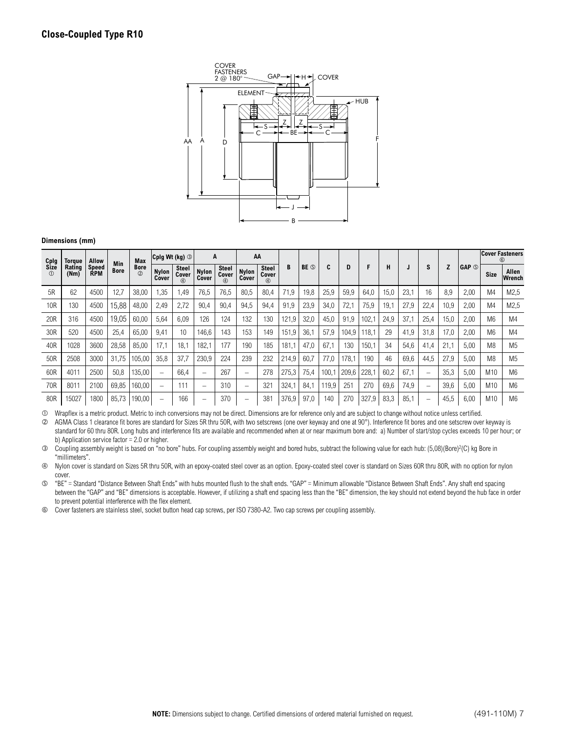## Close-Coupled Type R10

**Dimensions (mm)**

| Cplg Size ① | Torque Rating (Nm) | Allow Speed RPM | Min Bore | Max Bore ② | Cplg Wt (kg) ③ | | A | | AA | | B | BE ⑤ | C | D | F | H | J | S | Z | GAP ⑤ | Cover Fasteners ⑥ | |
|---|---|---|---|---|---|---|---|---|---|---|---|---|---|---|---|---|---|---|---|---|---|---|
| | | | | | Nylon Cover | Steel Cover ④ | Nylon Cover | Steel Cover ④ | Nylon Cover | Steel Cover ④ | | | | | | | | | | | Size | Allen Wrench |
| 5R | 62 | 4500 | 12,7 | 38,00 | 1,35 | 1,49 | 76,5 | 76,5 | 80,5 | 80,4 | 71,9 | 19,8 | 25,9 | 59,9 | 64,0 | 15,0 | 23,1 | 16 | 8,9 | 2,00 | M4 | M2,5 |
| 10R | 130 | 4500 | 15,88 | 48,00 | 2,49 | 2,72 | 90,4 | 90,4 | 94,5 | 94,4 | 91,9 | 23,9 | 34,0 | 72,1 | 75,9 | 19,1 | 27,9 | 22,4 | 10,9 | 2,00 | M4 | M2,5 |
| 20R | 316 | 4500 | 19,05 | 60,00 | 5,64 | 6,09 | 126 | 124 | 132 | 130 | 121,9 | 32,0 | 45,0 | 91,9 | 102,1 | 24,9 | 37,1 | 25,4 | 15,0 | 2,00 | M6 | M4 |
| 30R | 520 | 4500 | 25,4 | 65,00 | 9,41 | 10 | 146,6 | 143 | 153 | 149 | 151,9 | 36,1 | 57,9 | 104,9 | 118,1 | 29 | 41,9 | 31,8 | 17,0 | 2,00 | M6 | M4 |
| 40R | 1028 | 3600 | 28,58 | 85,00 | 17,1 | 18,1 | 182,1 | 177 | 190 | 185 | 181,1 | 47,0 | 67,1 | 130 | 150,1 | 34 | 54,6 | 41,4 | 21,1 | 5,00 | M8 | M5 |
| 50R | 2508 | 3000 | 31,75 | 105,00 | 35,8 | 37,7 | 230,9 | 224 | 239 | 232 | 214,9 | 60,7 | 77,0 | 178,1 | 190 | 46 | 69,6 | 44,5 | 27,9 | 5,00 | M8 | M5 |
| 60R | 4011 | 2500 | 50,8 | 135,00 | – | 66,4 | – | 267 | – | 278 | 275,3 | 75,4 | 100,1 | 209,6 | 228,1 | 60,2 | 67,1 | – | 35,3 | 5,00 | M10 | M6 |
| 70R | 8011 | 2100 | 69,85 | 160,00 | – | 111 | – | 310 | – | 321 | 324,1 | 84,1 | 119,9 | 251 | 270 | 69,6 | 74,9 | – | 39,6 | 5,00 | M10 | M6 |
| 80R | 15027 | 1800 | 85,73 | 190,00 | – | 166 | – | 370 | – | 381 | 376,9 | 97,0 | 140 | 270 | 327,9 | 83,3 | 85,1 | – | 45,5 | 6,00 | M10 | M6 |

① Wrapflex is a metric product. Metric to inch conversions may not be direct. Dimensions are for reference only and are subject to change without notice unless certified.

② AGMA Class 1 clearance fit bores are standard for Sizes 5R thru 50R, with two setscrews (one over keyway and one at 90°). Interference fit bores and one setscrew over keyway is standard for 60 thru 80R. Long hubs and interference fits are available and recommended when at or near maximum bore and: a) Number of start/stop cycles exceeds 10 per hour; or b) Application service factor = 2.0 or higher.

③ Coupling assembly weight is based on "no bore" hubs. For coupling assembly weight and bored hubs, subtract the following value for each hub: $(5{,}08)(\text{Bore})^2(C)$ kg Bore in "millimeters".

④ Nylon cover is standard on Sizes 5R thru 50R, with an epoxy-coated steel cover as an option. Epoxy-coated steel cover is standard on Sizes 60R thru 80R, with no option for nylon cover.

⑤ "BE" = Standard "Distance Between Shaft Ends" with hubs mounted flush to the shaft ends. "GAP" = Minimum allowable "Distance Between Shaft Ends". Any shaft end spacing between the "GAP" and "BE" dimensions is acceptable. However, if utilizing a shaft end spacing less than the "BE" dimension, the key should not extend beyond the hub face in order to prevent potential interference with the flex element.

⑥ Cover fasteners are stainless steel, socket button head cap screws, per ISO 7380-A2. Two cap screws per coupling assembly.

**NOTE:** Dimensions subject to change. Certified dimensions of ordered material furnished on request.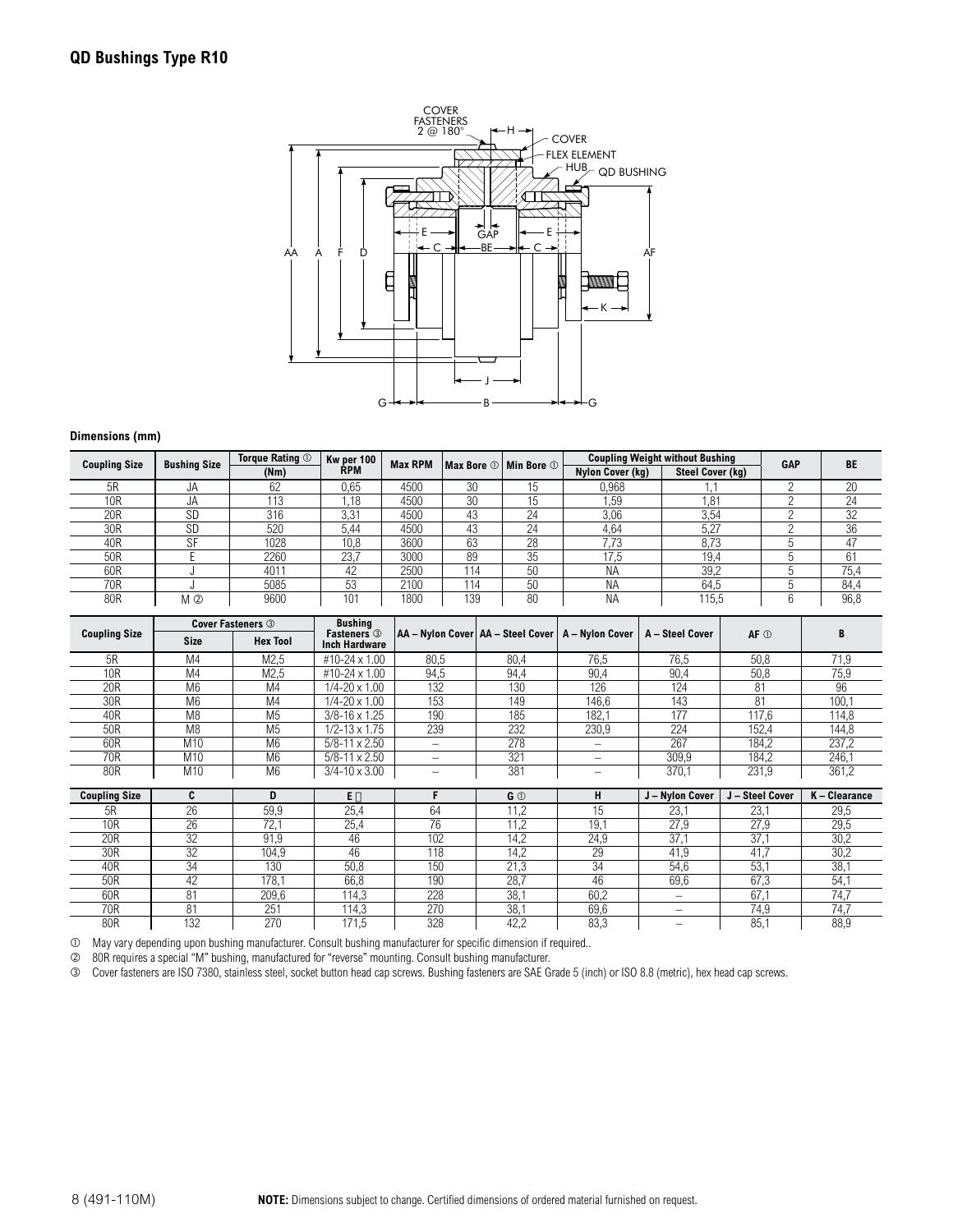## QD Bushings Type R10

COVER FASTENERS 2 @ 180°, H, COVER, FLEX ELEMENT, HUB, QD BUSHING, AA, A, F, D, E, C, GAP, BE, AF, K, J, G, B

**Dimensions (mm)**

| Coupling Size | Bushing Size | Torque Rating ① (Nm) | Kw per 100 RPM | Max RPM | Max Bore ① | Min Bore ① | Coupling Weight without Bushing – Nylon Cover (kg) | Coupling Weight without Bushing – Steel Cover (kg) | GAP | BE |
|---|---|---|---|---|---|---|---|---|---|---|
| 5R | JA | 62 | 0,65 | 4500 | 30 | 15 | 0,968 | 1,1 | 2 | 20 |
| 10R | JA | 113 | 1,18 | 4500 | 30 | 15 | 1,59 | 1,81 | 2 | 24 |
| 20R | SD | 316 | 3,31 | 4500 | 43 | 24 | 3,06 | 3,54 | 2 | 32 |
| 30R | SD | 520 | 5,44 | 4500 | 43 | 24 | 4,64 | 5,27 | 2 | 36 |
| 40R | SF | 1028 | 10,8 | 3600 | 63 | 28 | 7,73 | 8,73 | 5 | 47 |
| 50R | E | 2260 | 23,7 | 3000 | 89 | 35 | 17,5 | 19,4 | 5 | 61 |
| 60R | J | 4011 | 42 | 2500 | 114 | 50 | NA | 39,2 | 5 | 75,4 |
| 70R | J | 5085 | 53 | 2100 | 114 | 50 | NA | 64,5 | 5 | 84,4 |
| 80R | M ② | 9600 | 101 | 1800 | 139 | 80 | NA | 115,5 | 6 | 96,8 |

| Coupling Size | Cover Fasteners ③ Size | Cover Fasteners ③ Hex Tool | Bushing Fasteners ③ Inch Hardware | AA – Nylon Cover | AA – Steel Cover | A – Nylon Cover | A – Steel Cover | AF ① | B |
|---|---|---|---|---|---|---|---|---|---|
| 5R | M4 | M2,5 | #10-24 x 1.00 | 80,5 | 80,4 | 76,5 | 76,5 | 50,8 | 71,9 |
| 10R | M4 | M2,5 | #10-24 x 1.00 | 94,5 | 94,4 | 90,4 | 90,4 | 50,8 | 75,9 |
| 20R | M6 | M4 | 1/4-20 x 1.00 | 132 | 130 | 126 | 124 | 81 | 96 |
| 30R | M6 | M4 | 1/4-20 x 1.00 | 153 | 149 | 146,6 | 143 | 81 | 100,1 |
| 40R | M8 | M5 | 3/8-16 x 1.25 | 190 | 185 | 182,1 | 177 | 117,6 | 114,8 |
| 50R | M8 | M5 | 1/2-13 x 1.75 | 239 | 232 | 230,9 | 224 | 152,4 | 144,8 |
| 60R | M10 | M6 | 5/8-11 x 2.50 | – | 278 | – | 267 | 184,2 | 237,2 |
| 70R | M10 | M6 | 5/8-11 x 2.50 | – | 321 | – | 309,9 | 184,2 | 246,1 |
| 80R | M10 | M6 | 3/4-10 x 3.00 | – | 381 | – | 370,1 | 231,9 | 361,2 |

| Coupling Size | C | D | E ① | F | G ① | H | J – Nylon Cover | J – Steel Cover | K – Clearance |
|---|---|---|---|---|---|---|---|---|---|
| 5R | 26 | 59,9 | 25,4 | 64 | 11,2 | 15 | 23,1 | 23,1 | 29,5 |
| 10R | 26 | 72,1 | 25,4 | 76 | 11,2 | 19,1 | 27,9 | 27,9 | 29,5 |
| 20R | 32 | 91,9 | 46 | 102 | 14,2 | 24,9 | 37,1 | 37,1 | 30,2 |
| 30R | 32 | 104,9 | 46 | 118 | 14,2 | 29 | 41,9 | 41,7 | 30,2 |
| 40R | 34 | 130 | 50,8 | 150 | 21,3 | 34 | 54,6 | 53,1 | 38,1 |
| 50R | 42 | 178,1 | 66,8 | 190 | 28,7 | 46 | 69,6 | 67,3 | 54,1 |
| 60R | 81 | 209,6 | 114,3 | 228 | 38,1 | 60,2 | – | 67,1 | 74,7 |
| 70R | 81 | 251 | 114,3 | 270 | 38,1 | 69,6 | – | 74,9 | 74,7 |
| 80R | 132 | 270 | 171,5 | 328 | 42,2 | 83,3 | – | 85,1 | 88,9 |

① May vary depending upon bushing manufacturer. Consult bushing manufacturer for specific dimension if required..

② 80R requires a special "M" bushing, manufactured for "reverse" mounting. Consult bushing manufacturer.

③ Cover fasteners are ISO 7380, stainless steel, socket button head cap screws. Bushing fasteners are SAE Grade 5 (inch) or ISO 8.8 (metric), hex head cap screws.

**NOTE:** Dimensions subject to change. Certified dimensions of ordered material furnished on request.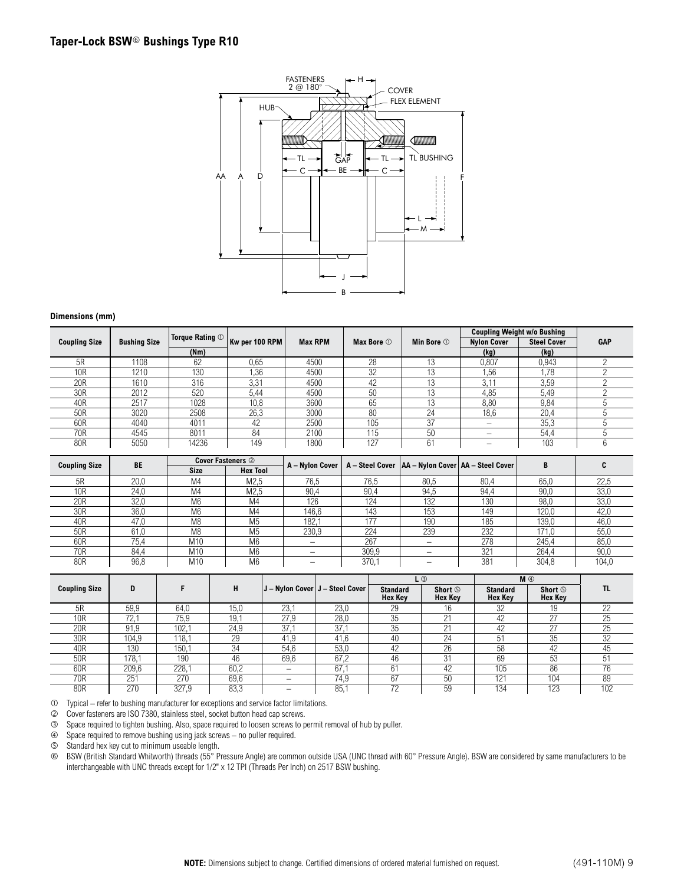## Taper-Lock BSW® Bushings Type R10

**Dimensions (mm)**

| Coupling Size | Bushing Size | Torque Rating ① (Nm) | Kw per 100 RPM | Max RPM | Max Bore ① | Min Bore ① | Coupling Weight w/o Bushing Nylon Cover (kg) | Coupling Weight w/o Bushing Steel Cover (kg) | GAP |
|---|---|---|---|---|---|---|---|---|---|
| 5R | 1108 | 62 | 0,65 | 4500 | 28 | 13 | 0,807 | 0,943 | 2 |
| 10R | 1210 | 130 | 1,36 | 4500 | 32 | 13 | 1,56 | 1,78 | 2 |
| 20R | 1610 | 316 | 3,31 | 4500 | 42 | 13 | 3,11 | 3,59 | 2 |
| 30R | 2012 | 520 | 5,44 | 4500 | 50 | 13 | 4,85 | 5,49 | 2 |
| 40R | 2517 | 1028 | 10,8 | 3600 | 65 | 13 | 8,80 | 9,84 | 5 |
| 50R | 3020 | 2508 | 26,3 | 3000 | 80 | 24 | 18,6 | 20,4 | 5 |
| 60R | 4040 | 4011 | 42 | 2500 | 105 | 37 | – | 35,3 | 5 |
| 70R | 4545 | 8011 | 84 | 2100 | 115 | 50 | – | 54,4 | 5 |
| 80R | 5050 | 14236 | 149 | 1800 | 127 | 61 | – | 103 | 6 |

| Coupling Size | BE | Cover Fasteners ② Size | Cover Fasteners ② Hex Tool | A – Nylon Cover | A – Steel Cover | AA – Nylon Cover | AA – Steel Cover | B | C |
|---|---|---|---|---|---|---|---|---|---|
| 5R | 20,0 | M4 | M2,5 | 76,5 | 76,5 | 80,5 | 80,4 | 65,0 | 22,5 |
| 10R | 24,0 | M4 | M2,5 | 90,4 | 90,4 | 94,5 | 94,4 | 90,0 | 33,0 |
| 20R | 32,0 | M6 | M4 | 126 | 124 | 132 | 130 | 98,0 | 33,0 |
| 30R | 36,0 | M6 | M4 | 146,6 | 143 | 153 | 149 | 120,0 | 42,0 |
| 40R | 47,0 | M8 | M5 | 182,1 | 177 | 190 | 185 | 139,0 | 46,0 |
| 50R | 61,0 | M8 | M5 | 230,9 | 224 | 239 | 232 | 171,0 | 55,0 |
| 60R | 75,4 | M10 | M6 | – | 267 | – | 278 | 245,4 | 85,0 |
| 70R | 84,4 | M10 | M6 | – | 309,9 | – | 321 | 264,4 | 90,0 |
| 80R | 96,8 | M10 | M6 | – | 370,1 | – | 381 | 304,8 | 104,0 |

| Coupling Size | D | F | H | J – Nylon Cover | J – Steel Cover | L ③ Standard Hex Key | L ③ Short ⑤ Hex Key | M ④ Standard Hex Key | M ④ Short ⑤ Hex Key | TL |
|---|---|---|---|---|---|---|---|---|---|---|
| 5R | 59,9 | 64,0 | 15,0 | 23,1 | 23,0 | 29 | 16 | 32 | 19 | 22 |
| 10R | 72,1 | 75,9 | 19,1 | 27,9 | 28,0 | 35 | 21 | 42 | 27 | 25 |
| 20R | 91,9 | 102,1 | 24,9 | 37,1 | 37,1 | 35 | 21 | 42 | 27 | 25 |
| 30R | 104,9 | 118,1 | 29 | 41,9 | 41,6 | 40 | 24 | 51 | 35 | 32 |
| 40R | 130 | 150,1 | 34 | 54,6 | 53,0 | 42 | 26 | 58 | 42 | 45 |
| 50R | 178,1 | 190 | 46 | 69,6 | 67,2 | 46 | 31 | 69 | 53 | 51 |
| 60R | 209,6 | 228,1 | 60,2 | – | 67,1 | 61 | 42 | 105 | 86 | 76 |
| 70R | 251 | 270 | 69,6 | – | 74,9 | 67 | 50 | 121 | 104 | 89 |
| 80R | 270 | 327,9 | 83,3 | – | 85,1 | 72 | 59 | 134 | 123 | 102 |

① Typical – refer to bushing manufacturer for exceptions and service factor limitations.
② Cover fasteners are ISO 7380, stainless steel, socket button head cap screws.
③ Space required to tighten bushing. Also, space required to loosen screws to permit removal of hub by puller.
④ Space required to remove bushing using jack screws – no puller required.
⑤ Standard hex key cut to minimum useable length.
⑥ BSW (British Standard Whitworth) threads (55° Pressure Angle) are common outside USA (UNC thread with 60° Pressure Angle). BSW are considered by same manufacturers to be interchangeable with UNC threads except for 1/2" x 12 TPI (Threads Per Inch) on 2517 BSW bushing.

**NOTE:** Dimensions subject to change. Certified dimensions of ordered material furnished on request.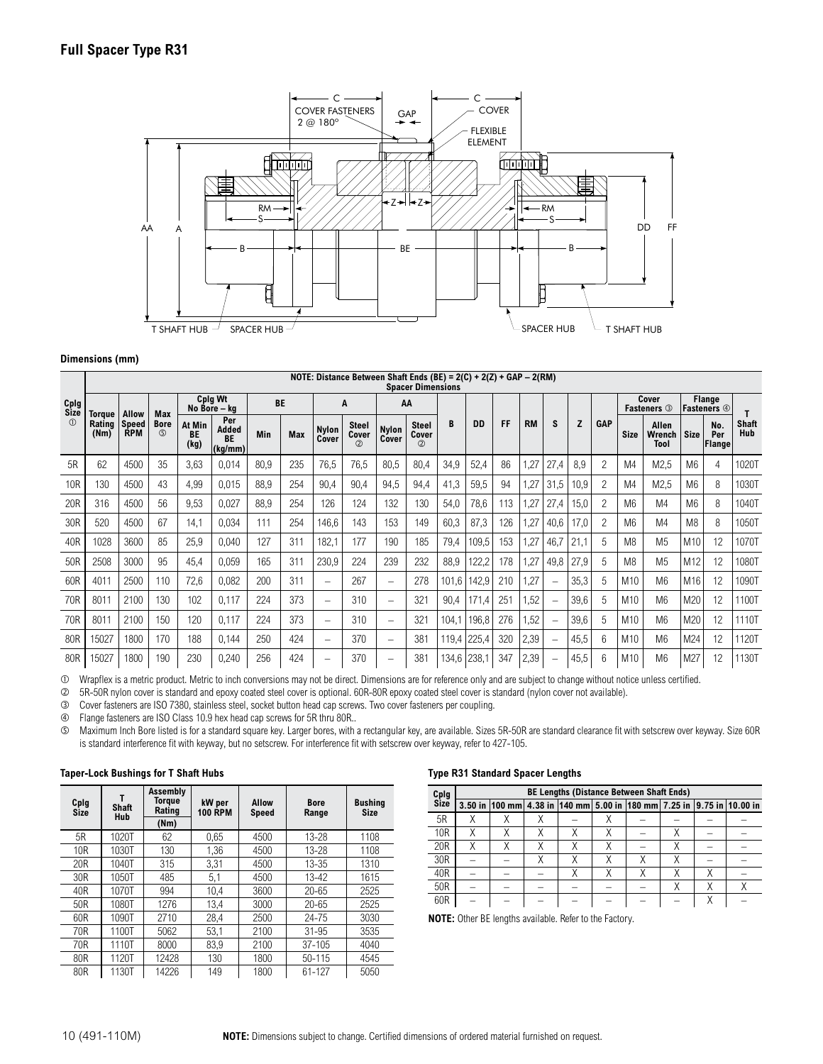## Full Spacer Type R31

**Dimensions (mm)**

| Cplg Size ① | NOTE: Distance Between Shaft Ends (BE) = 2(C) + 2(Z) + GAP – 2(RM) Spacer Dimensions | | | | | | | | | | | | | | | | | | | | | | | | |
|---|---|---|---|---|---|---|---|---|---|---|---|---|---|---|---|---|---|---|---|---|---|---|---|---|---|
| | Torque Rating (Nm) | Allow Speed RPM | Max Bore ⑤ | Cplg Wt No Bore – kg | | BE | | A | | AA | | B | DD | FF | RM | S | Z | GAP | Cover Fasteners ③ | | Flange Fasteners ④ | | T Shaft Hub |
| | | | | At Min BE (kg) | Per Added BE (kg/mm) | Min | Max | Nylon Cover | Steel Cover ② | Nylon Cover | Steel Cover ② | | | | | | | | Size | Allen Wrench Tool | Size | No. Per Flange | |
| 5R | 62 | 4500 | 35 | 3,63 | 0,014 | 80,9 | 235 | 76,5 | 76,5 | 80,5 | 80,4 | 34,9 | 52,4 | 86 | 1,27 | 27,4 | 8,9 | 2 | M4 | M2,5 | M6 | 4 | 1020T |
| 10R | 130 | 4500 | 43 | 4,99 | 0,015 | 88,9 | 254 | 90,4 | 90,4 | 94,5 | 94,4 | 41,3 | 59,5 | 94 | 1,27 | 31,5 | 10,9 | 2 | M4 | M2,5 | M6 | 8 | 1030T |
| 20R | 316 | 4500 | 56 | 9,53 | 0,027 | 88,9 | 254 | 126 | 124 | 132 | 130 | 54,0 | 78,6 | 113 | 1,27 | 27,4 | 15,0 | 2 | M6 | M4 | M6 | 8 | 1040T |
| 30R | 520 | 4500 | 67 | 14,1 | 0,034 | 111 | 254 | 146,6 | 143 | 153 | 149 | 60,3 | 87,3 | 126 | 1,27 | 40,6 | 17,0 | 2 | M6 | M4 | M8 | 8 | 1050T |
| 40R | 1028 | 3600 | 85 | 25,9 | 0,040 | 127 | 311 | 182,1 | 177 | 190 | 185 | 79,4 | 109,5 | 153 | 1,27 | 46,7 | 21,1 | 5 | M8 | M5 | M10 | 12 | 1070T |
| 50R | 2508 | 3000 | 95 | 45,4 | 0,059 | 165 | 311 | 230,9 | 224 | 239 | 232 | 88,9 | 122,2 | 178 | 1,27 | 49,8 | 27,9 | 5 | M8 | M5 | M12 | 12 | 1080T |
| 60R | 4011 | 2500 | 110 | 72,6 | 0,082 | 200 | 311 | – | 267 | – | 278 | 101,6 | 142,9 | 210 | 1,27 | – | 35,3 | 5 | M10 | M6 | M16 | 12 | 1090T |
| 70R | 8011 | 2100 | 130 | 102 | 0,117 | 224 | 373 | – | 310 | – | 321 | 90,4 | 171,4 | 251 | 1,52 | – | 39,6 | 5 | M10 | M6 | M20 | 12 | 1100T |
| 70R | 8011 | 2100 | 150 | 120 | 0,117 | 224 | 373 | – | 310 | – | 321 | 104,1 | 196,8 | 276 | 1,52 | – | 39,6 | 5 | M10 | M6 | M20 | 12 | 1110T |
| 80R | 15027 | 1800 | 170 | 188 | 0,144 | 250 | 424 | – | 370 | – | 381 | 119,4 | 225,4 | 320 | 2,39 | – | 45,5 | 6 | M10 | M6 | M24 | 12 | 1120T |
| 80R | 15027 | 1800 | 190 | 230 | 0,240 | 256 | 424 | – | 370 | – | 381 | 134,6 | 238,1 | 347 | 2,39 | – | 45,5 | 6 | M10 | M6 | M27 | 12 | 1130T |

① Wrapflex is a metric product. Metric to inch conversions may not be direct. Dimensions are for reference only and are subject to change without notice unless certified.
② 5R-50R nylon cover is standard and epoxy coated steel cover is optional. 60R-80R epoxy coated steel cover is standard (nylon cover not available).
③ Cover fasteners are ISO 7380, stainless steel, socket button head cap screws. Two cover fasteners per coupling.
④ Flange fasteners are ISO Class 10.9 hex head cap screws for 5R thru 80R..
⑤ Maximum Inch Bore listed is for a standard square key. Larger bores, with a rectangular key, are available. Sizes 5R-50R are standard clearance fit with setscrew over keyway. Size 60R is standard interference fit with keyway, but no setscrew. For interference fit with setscrew over keyway, refer to 427-105.

**Taper-Lock Bushings for T Shaft Hubs**

| Cplg Size | T Shaft Hub | Assembly Torque Rating (Nm) | kW per 100 RPM | Allow Speed | Bore Range | Bushing Size |
|---|---|---|---|---|---|---|
| 5R | 1020T | 62 | 0,65 | 4500 | 13-28 | 1108 |
| 10R | 1030T | 130 | 1,36 | 4500 | 13-28 | 1108 |
| 20R | 1040T | 315 | 3,31 | 4500 | 13-35 | 1310 |
| 30R | 1050T | 485 | 5,1 | 4500 | 13-42 | 1615 |
| 40R | 1070T | 994 | 10,4 | 3600 | 20-65 | 2525 |
| 50R | 1080T | 1276 | 13,4 | 3000 | 20-65 | 2525 |
| 60R | 1090T | 2710 | 28,4 | 2500 | 24-75 | 3030 |
| 70R | 1100T | 5062 | 53,1 | 2100 | 31-95 | 3535 |
| 70R | 1110T | 8000 | 83,9 | 2100 | 37-105 | 4040 |
| 80R | 1120T | 12428 | 130 | 1800 | 50-115 | 4545 |
| 80R | 1130T | 14226 | 149 | 1800 | 61-127 | 5050 |

**Type R31 Standard Spacer Lengths**

| Cplg Size | BE Lengths (Distance Between Shaft Ends) | | | | | | | | |
|---|---|---|---|---|---|---|---|---|---|
| | 3.50 in | 100 mm | 4.38 in | 140 mm | 5.00 in | 180 mm | 7.25 in | 9.75 in | 10.00 in |
| 5R | X | X | X | – | X | – | – | – | – |
| 10R | X | X | X | X | X | – | X | – | – |
| 20R | X | X | X | X | X | – | X | – | – |
| 30R | – | – | X | X | X | X | X | – | – |
| 40R | – | – | – | X | X | X | X | X | – |
| 50R | – | – | – | – | – | – | X | X | X |
| 60R | – | – | – | – | – | – | – | X | – |

**NOTE:** Other BE lengths available. Refer to the Factory.

**NOTE:** Dimensions subject to change. Certified dimensions of ordered material furnished on request.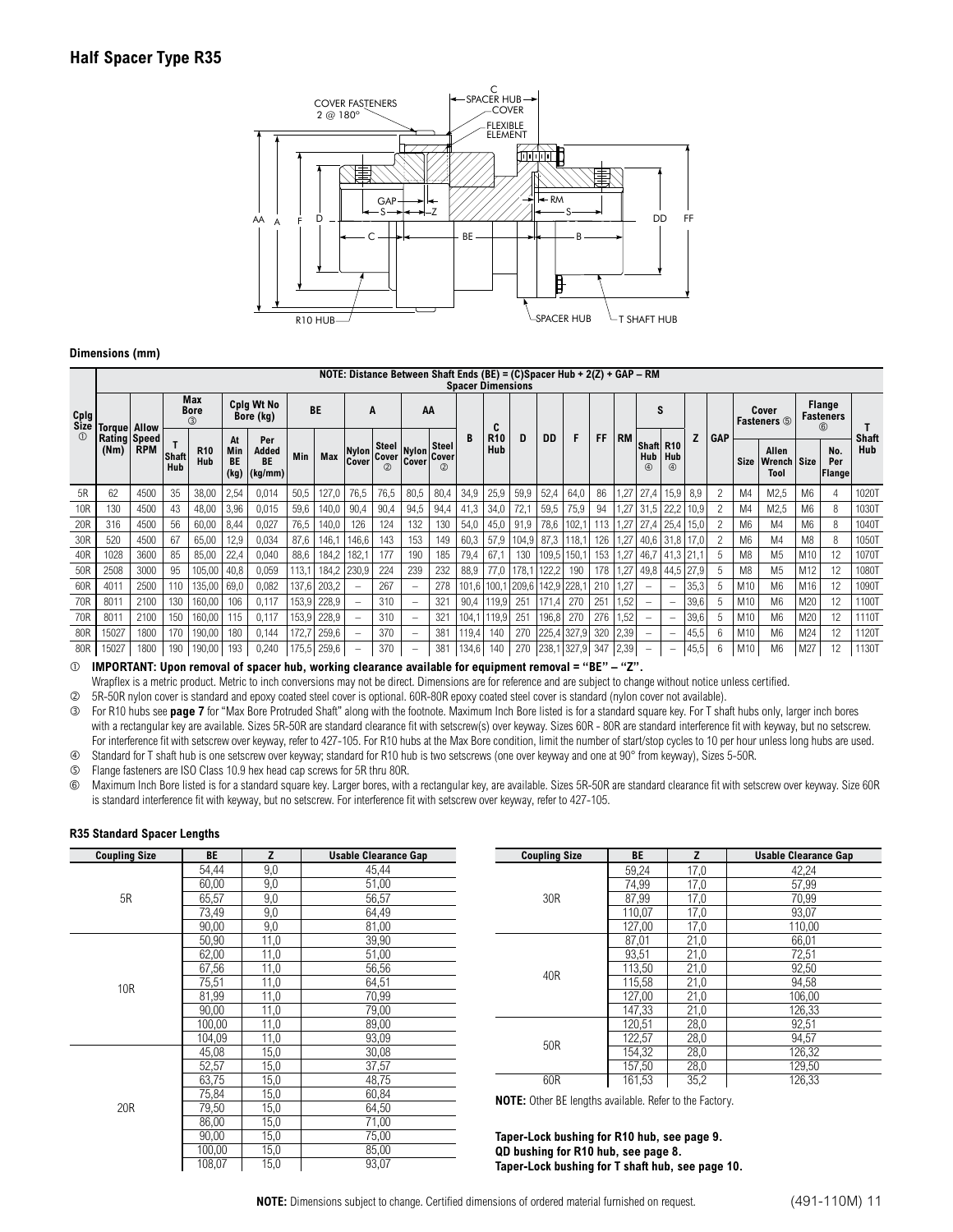## Half Spacer Type R35

### Dimensions (mm)

NOTE: Distance Between Shaft Ends (BE) = (C)Spacer Hub + 2(Z) + GAP – RM

| Cplg Size ① | Torque Rating (Nm) | Allow Speed RPM | Max Bore ③ | | Cplg Wt No Bore (kg) | | BE | | A | | AA | | Spacer Dimensions | | | | | | | | | | | | Cover Fasteners ⑤ | | Flange Fasteners ⑥ | | T Shaft Hub |
|---|---|---|---|---|---|---|---|---|---|---|---|---|---|---|---|---|---|---|---|---|---|---|---|---|---|---|---|---|---|
| | | | T Shaft Hub | R10 Hub | At Min BE (kg) | Per Added BE (kg/mm) | Min | Max | Nylon Cover | Steel Cover ② | Nylon Cover | Steel Cover ② | B | C R10 Hub | D | DD | F | FF | RM | S Shaft Hub ④ | S R10 Hub ④ | Z | GAP | Size | Allen Wrench Tool | Size | No. Per Flange | |
| 5R | 62 | 4500 | 35 | 38,00 | 2,54 | 0,014 | 50,5 | 127,0 | 76,5 | 76,5 | 80,5 | 80,4 | 34,9 | 25,9 | 59,9 | 52,4 | 64,0 | 86 | 1,27 | 27,4 | 15,9 | 8,9 | 2 | M4 | M2,5 | M6 | 4 | 1020T |
| 10R | 130 | 4500 | 43 | 48,00 | 3,96 | 0,015 | 59,6 | 140,0 | 90,4 | 90,4 | 94,5 | 94,4 | 41,3 | 34,0 | 72,1 | 59,5 | 75,9 | 94 | 1,27 | 31,5 | 22,2 | 10,9 | 2 | M4 | M2,5 | M6 | 8 | 1030T |
| 20R | 316 | 4500 | 56 | 60,00 | 8,44 | 0,027 | 76,5 | 140,0 | 126 | 124 | 132 | 130 | 54,0 | 45,0 | 91,9 | 78,6 | 102,1 | 113 | 1,27 | 27,4 | 25,4 | 15,0 | 2 | M6 | M4 | M6 | 8 | 1040T |
| 30R | 520 | 4500 | 67 | 65,00 | 12,9 | 0,034 | 87,6 | 146,1 | 146,6 | 143 | 153 | 149 | 60,3 | 57,9 | 104,9 | 87,3 | 118,1 | 126 | 1,27 | 40,6 | 31,8 | 17,0 | 2 | M6 | M4 | M8 | 8 | 1050T |
| 40R | 1028 | 3600 | 85 | 85,00 | 22,4 | 0,040 | 88,6 | 184,2 | 182,1 | 177 | 190 | 185 | 79,4 | 67,1 | 130 | 109,5 | 150,1 | 153 | 1,27 | 46,7 | 41,3 | 21,1 | 5 | M8 | M5 | M10 | 12 | 1070T |
| 50R | 2508 | 3000 | 95 | 105,00 | 40,8 | 0,059 | 113,1 | 184,2 | 230,9 | 224 | 239 | 232 | 88,9 | 77,0 | 178,1 | 122,2 | 190 | 178 | 1,27 | 49,8 | 44,5 | 27,9 | 5 | M8 | M5 | M12 | 12 | 1080T |
| 60R | 4011 | 2500 | 110 | 135,00 | 69,0 | 0,082 | 137,6 | 203,2 | – | 267 | – | 278 | 101,6 | 100,1 | 209,6 | 142,9 | 228,1 | 210 | 1,27 | – | – | 35,3 | 5 | M10 | M6 | M16 | 12 | 1090T |
| 70R | 8011 | 2100 | 130 | 160,00 | 106 | 0,117 | 153,9 | 228,9 | – | 310 | – | 321 | 90,4 | 119,9 | 251 | 171,4 | 270 | 251 | 1,52 | – | – | 39,6 | 5 | M10 | M6 | M20 | 12 | 1100T |
| 70R | 8011 | 2100 | 150 | 160,00 | 115 | 0,117 | 153,9 | 228,9 | – | 310 | – | 321 | 104,1 | 119,9 | 251 | 196,8 | 270 | 276 | 1,52 | – | – | 39,6 | 5 | M10 | M6 | M20 | 12 | 1110T |
| 80R | 15027 | 1800 | 170 | 190,00 | 180 | 0,144 | 172,7 | 259,6 | – | 370 | – | 381 | 119,4 | 140 | 270 | 225,4 | 327,9 | 320 | 2,39 | – | – | 45,5 | 6 | M10 | M6 | M24 | 12 | 1120T |
| 80R | 15027 | 1800 | 190 | 190,00 | 193 | 0,240 | 175,5 | 259,6 | – | 370 | – | 381 | 134,6 | 140 | 270 | 238,1 | 327,9 | 347 | 2,39 | – | – | 45,5 | 6 | M10 | M6 | M27 | 12 | 1130T |

① **IMPORTANT: Upon removal of spacer hub, working clearance available for equipment removal = "BE" – "Z".**
Wrapflex is a metric product. Metric to inch conversions may not be direct. Dimensions are for reference and are subject to change without notice unless certified.

② 5R-50R nylon cover is standard and epoxy coated steel cover is optional. 60R-80R epoxy coated steel cover is standard (nylon cover not available).

③ For R10 hubs see **page 7** for "Max Bore Protruded Shaft" along with the footnote. Maximum Inch Bore listed is for a standard square key. For T shaft hubs only, larger inch bores with a rectangular key are available. Sizes 5R-50R are standard clearance fit with setscrew(s) over keyway. Sizes 60R - 80R are standard interference fit with keyway, but no setscrew. For interference fit with setscrew over keyway, refer to 427-105. For R10 hubs at the Max Bore condition, limit the number of start/stop cycles to 10 per hour unless long hubs are used.

④ Standard for T shaft hub is one setscrew over keyway; standard for R10 hub is two setscrews (one over keyway and one at 90° from keyway), Sizes 5-50R.

⑤ Flange fasteners are ISO Class 10.9 hex head cap screws for 5R thru 80R.

⑥ Maximum Inch Bore listed is for a standard square key. Larger bores, with a rectangular key, are available. Sizes 5R-50R are standard clearance fit with setscrew over keyway. Size 60R is standard interference fit with keyway, but no setscrew. For interference fit with setscrew over keyway, refer to 427-105.

### R35 Standard Spacer Lengths

| Coupling Size | BE | Z | Usable Clearance Gap |
|---|---|---|---|
| 5R | 54,44 | 9,0 | 45,44 |
| | 60,00 | 9,0 | 51,00 |
| | 65,57 | 9,0 | 56,57 |
| | 73,49 | 9,0 | 64,49 |
| | 90,00 | 9,0 | 81,00 |
| 10R | 50,90 | 11,0 | 39,90 |
| | 62,00 | 11,0 | 51,00 |
| | 67,56 | 11,0 | 56,56 |
| | 75,51 | 11,0 | 64,51 |
| | 81,99 | 11,0 | 70,99 |
| | 90,00 | 11,0 | 79,00 |
| | 100,00 | 11,0 | 89,00 |
| | 104,09 | 11,0 | 93,09 |
| 20R | 45,08 | 15,0 | 30,08 |
| | 52,57 | 15,0 | 37,57 |
| | 63,75 | 15,0 | 48,75 |
| | 75,84 | 15,0 | 60,84 |
| | 79,50 | 15,0 | 64,50 |
| | 86,00 | 15,0 | 71,00 |
| | 90,00 | 15,0 | 75,00 |
| | 100,00 | 15,0 | 85,00 |
| | 108,07 | 15,0 | 93,07 |

| Coupling Size | BE | Z | Usable Clearance Gap |
|---|---|---|---|
| 30R | 59,24 | 17,0 | 42,24 |
| | 74,99 | 17,0 | 57,99 |
| | 87,99 | 17,0 | 70,99 |
| | 110,07 | 17,0 | 93,07 |
| | 127,00 | 17,0 | 110,00 |
| 40R | 87,01 | 21,0 | 66,01 |
| | 93,51 | 21,0 | 72,51 |
| | 113,50 | 21,0 | 92,50 |
| | 115,58 | 21,0 | 94,58 |
| | 127,00 | 21,0 | 106,00 |
| | 147,33 | 21,0 | 126,33 |
| 50R | 120,51 | 28,0 | 92,51 |
| | 122,57 | 28,0 | 94,57 |
| | 154,32 | 28,0 | 126,32 |
| | 157,50 | 28,0 | 129,50 |
| 60R | 161,53 | 35,2 | 126,33 |

**NOTE:** Other BE lengths available. Refer to the Factory.

**Taper-Lock bushing for R10 hub, see page 9.**
**QD bushing for R10 hub, see page 8.**
**Taper-Lock bushing for T shaft hub, see page 10.**

**NOTE:** Dimensions subject to change. Certified dimensions of ordered material furnished on request.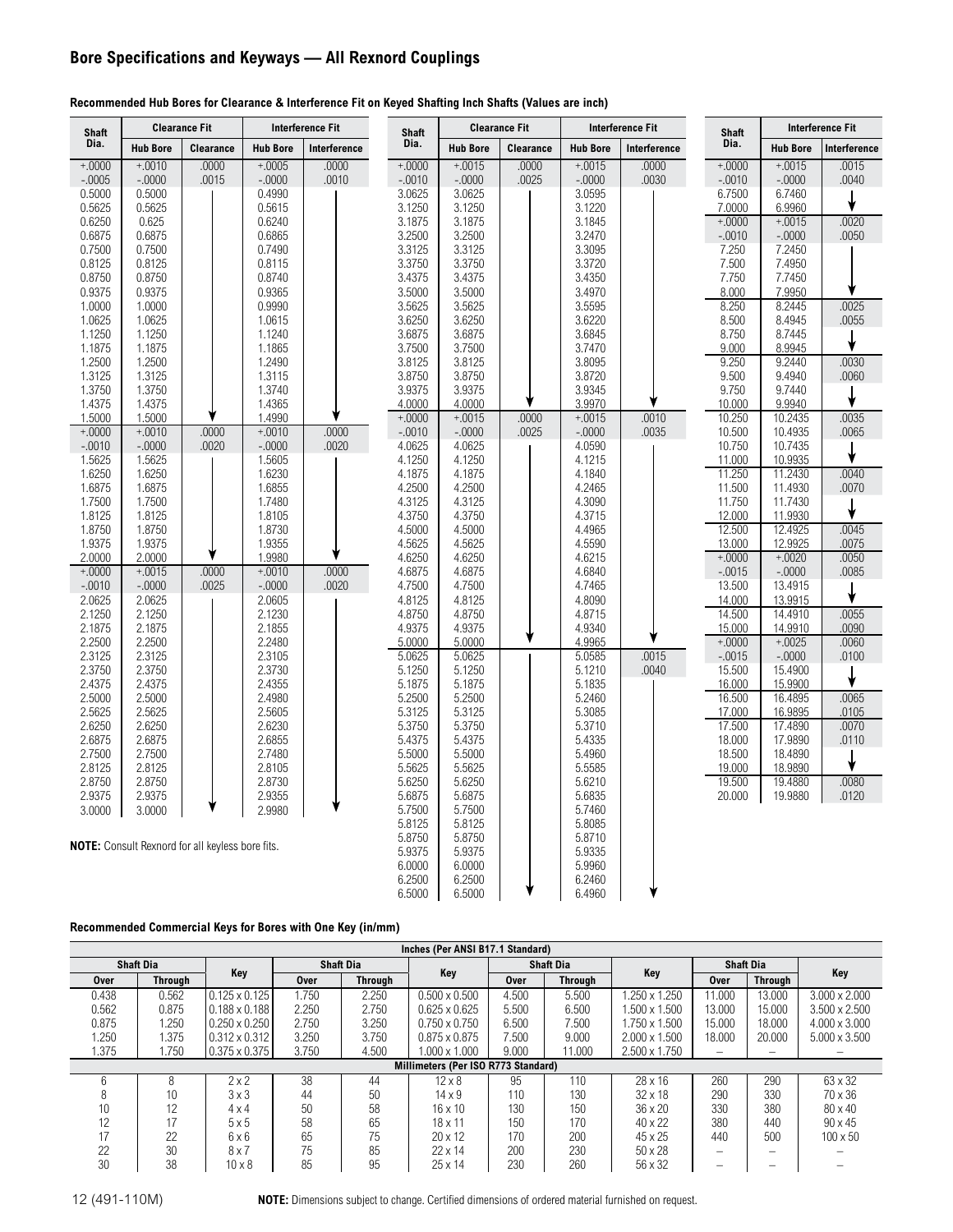# Bore Specifications and Keyways — All Rexnord Couplings

**Recommended Hub Bores for Clearance & Interference Fit on Keyed Shafting Inch Shafts (Values are inch)**

| Shaft Dia. | Clearance Fit | | Interference Fit | |
|---|---|---|---|---|
| | Hub Bore | Clearance | Hub Bore | Interference |
| +.0000 -.0005 | +.0010 -.0000 | .0000 .0015 | +.0005 -.0000 | .0000 .0010 |
| 0.5000 | 0.5000 | | 0.4990 | |
| 0.5625 | 0.5625 | | 0.5615 | |
| 0.6250 | 0.625 | | 0.6240 | |
| 0.6875 | 0.6875 | | 0.6865 | |
| 0.7500 | 0.7500 | | 0.7490 | |
| 0.8125 | 0.8125 | | 0.8115 | |
| 0.8750 | 0.8750 | | 0.8740 | |
| 0.9375 | 0.9375 | | 0.9365 | |
| 1.0000 | 1.0000 | | 0.9990 | |
| 1.0625 | 1.0625 | | 1.0615 | |
| 1.1250 | 1.1250 | | 1.1240 | |
| 1.1875 | 1.1875 | | 1.1865 | |
| 1.2500 | 1.2500 | | 1.2490 | |
| 1.3125 | 1.3125 | | 1.3115 | |
| 1.3750 | 1.3750 | | 1.3740 | |
| 1.4375 | 1.4375 | | 1.4365 | |
| 1.5000 | 1.5000 | | 1.4990 | |
| +.0000 -.0010 | +.0010 -.0000 | .0000 .0020 | +.0010 -.0000 | .0000 .0020 |
| 1.5625 | 1.5625 | | 1.5605 | |
| 1.6250 | 1.6250 | | 1.6230 | |
| 1.6875 | 1.6875 | | 1.6855 | |
| 1.7500 | 1.7500 | | 1.7480 | |
| 1.8125 | 1.8125 | | 1.8105 | |
| 1.8750 | 1.8750 | | 1.8730 | |
| 1.9375 | 1.9375 | | 1.9355 | |
| 2.0000 | 2.0000 | | 1.9980 | |
| +.0000 -.0010 | +.0015 -.0000 | .0000 .0025 | +.0010 -.0000 | .0000 .0020 |
| 2.0625 | 2.0625 | | 2.0605 | |
| 2.1250 | 2.1250 | | 2.1230 | |
| 2.1875 | 2.1875 | | 2.1855 | |
| 2.2500 | 2.2500 | | 2.2480 | |
| 2.3125 | 2.3125 | | 2.3105 | |
| 2.3750 | 2.3750 | | 2.3730 | |
| 2.4375 | 2.4375 | | 2.4355 | |
| 2.5000 | 2.5000 | | 2.4980 | |
| 2.5625 | 2.5625 | | 2.5605 | |
| 2.6250 | 2.6250 | | 2.6230 | |
| 2.6875 | 2.6875 | | 2.6855 | |
| 2.7500 | 2.7500 | | 2.7480 | |
| 2.8125 | 2.8125 | | 2.8105 | |
| 2.8750 | 2.8750 | | 2.8730 | |
| 2.9375 | 2.9375 | | 2.9355 | |
| 3.0000 | 3.0000 | | 2.9980 | |

**NOTE:** Consult Rexnord for all keyless bore fits.

| Shaft Dia. | Clearance Fit | | Interference Fit | |
|---|---|---|---|---|
| | Hub Bore | Clearance | Hub Bore | Interference |
| +.0000 -.0010 | +.0015 -.0000 | .0000 .0025 | +.0015 -.0000 | .0000 .0030 |
| 3.0625 | 3.0625 | | 3.0595 | |
| 3.1250 | 3.1250 | | 3.1220 | |
| 3.1875 | 3.1875 | | 3.1845 | |
| 3.2500 | 3.2500 | | 3.2470 | |
| 3.3125 | 3.3125 | | 3.3095 | |
| 3.3750 | 3.3750 | | 3.3720 | |
| 3.4375 | 3.4375 | | 3.4350 | |
| 3.5000 | 3.5000 | | 3.4970 | |
| 3.5625 | 3.5625 | | 3.5595 | |
| 3.6250 | 3.6250 | | 3.6220 | |
| 3.6875 | 3.6875 | | 3.6845 | |
| 3.7500 | 3.7500 | | 3.7470 | |
| 3.8125 | 3.8125 | | 3.8095 | |
| 3.8750 | 3.8750 | | 3.8720 | |
| 3.9375 | 3.9375 | | 3.9345 | |
| 4.0000 | 4.0000 | | 3.9970 | |
| +.0000 -.0010 | +.0015 -.0000 | .0000 .0025 | +.0015 -.0000 | .0010 .0035 |
| 4.0625 | 4.0625 | | 4.0590 | |
| 4.1250 | 4.1250 | | 4.1215 | |
| 4.1875 | 4.1875 | | 4.1840 | |
| 4.2500 | 4.2500 | | 4.2465 | |
| 4.3125 | 4.3125 | | 4.3090 | |
| 4.3750 | 4.3750 | | 4.3715 | |
| 4.5000 | 4.5000 | | 4.4965 | |
| 4.5625 | 4.5625 | | 4.5590 | |
| 4.6250 | 4.6250 | | 4.6215 | |
| 4.6875 | 4.6875 | | 4.6840 | |
| 4.7500 | 4.7500 | | 4.7465 | |
| 4.8125 | 4.8125 | | 4.8090 | |
| 4.8750 | 4.8750 | | 4.8715 | |
| 4.9375 | 4.9375 | | 4.9340 | |
| 5.0000 | 5.0000 | | 4.9965 | |
| 5.0625 | 5.0625 | | 5.0585 | .0015 .0040 |
| 5.1250 | 5.1250 | | 5.1210 | |
| 5.1875 | 5.1875 | | 5.1835 | |
| 5.2500 | 5.2500 | | 5.2460 | |
| 5.3125 | 5.3125 | | 5.3085 | |
| 5.3750 | 5.3750 | | 5.3710 | |
| 5.4375 | 5.4375 | | 5.4335 | |
| 5.5000 | 5.5000 | | 5.4960 | |
| 5.5625 | 5.5625 | | 5.5585 | |
| 5.6250 | 5.6250 | | 5.6210 | |
| 5.6875 | 5.6875 | | 5.6835 | |
| 5.7500 | 5.7500 | | 5.7460 | |
| 5.8125 | 5.8125 | | 5.8085 | |
| 5.8750 | 5.8750 | | 5.8710 | |
| 5.9375 | 5.9375 | | 5.9335 | |
| 6.0000 | 6.0000 | | 5.9960 | |
| 6.2500 | 6.2500 | | 6.2460 | |
| 6.5000 | 6.5000 | | 6.4960 | |

| Shaft Dia. | Interference Fit | |
|---|---|---|
| | Hub Bore | Interference |
| +.0000 -.0010 | +.0015 -.0000 | .0015 .0040 |
| 6.7500 | 6.7460 | |
| 7.0000 | 6.9960 | |
| +.0000 -.0010 | +.0015 -.0000 | .0020 .0050 |
| 7.250 | 7.2450 | |
| 7.500 | 7.4950 | |
| 7.750 | 7.7450 | |
| 8.000 | 7.9950 | |
| 8.250 | 8.2445 | .0025 .0055 |
| 8.500 | 8.4945 | |
| 8.750 | 8.7445 | |
| 9.000 | 8.9945 | |
| 9.250 | 9.2440 | .0030 .0060 |
| 9.500 | 9.4940 | |
| 9.750 | 9.7440 | |
| 10.000 | 9.9940 | |
| 10.250 | 10.2435 | .0035 .0065 |
| 10.500 | 10.4935 | |
| 10.750 | 10.7435 | |
| 11.000 | 10.9935 | |
| 11.250 | 11.2430 | .0040 .0070 |
| 11.500 | 11.4930 | |
| 11.750 | 11.7430 | |
| 12.000 | 11.9930 | |
| 12.500 | 12.4925 | .0045 .0075 |
| 13.000 | 12.9925 | |
| +.0000 -.0015 | +.0020 -.0000 | .0050 .0085 |
| 13.500 | 13.4915 | |
| 14.000 | 13.9915 | |
| 14.500 | 14.4910 | .0055 .0090 |
| 15.000 | 14.9910 | |
| +.0000 -.0015 | +.0025 -.0000 | .0060 .0100 |
| 15.500 | 15.4900 | |
| 16.000 | 15.9900 | |
| 16.500 | 16.4895 | .0065 .0105 |
| 17.000 | 16.9895 | |
| 17.500 | 17.4890 | .0070 .0110 |
| 18.000 | 17.9890 | |
| 18.500 | 18.4890 | |
| 19.000 | 18.9890 | |
| 19.500 | 19.4880 | .0080 .0120 |
| 20.000 | 19.9880 | |

**Recommended Commercial Keys for Bores with One Key (in/mm)**

| Shaft Dia | | Key | Shaft Dia | | Key | Shaft Dia | | Key | Shaft Dia | | Key |
|---|---|---|---|---|---|---|---|---|---|---|---|
| Over | Through | | Over | Through | | Over | Through | | Over | Through | |
| **Inches (Per ANSI B17.1 Standard)** | | | | | | | | | | | |
| 0.438 | 0.562 | 0.125 x 0.125 | 1.750 | 2.250 | 0.500 x 0.500 | 4.500 | 5.500 | 1.250 x 1.250 | 11.000 | 13.000 | 3.000 x 2.000 |
| 0.562 | 0.875 | 0.188 x 0.188 | 2.250 | 2.750 | 0.625 x 0.625 | 5.500 | 6.500 | 1.500 x 1.500 | 13.000 | 15.000 | 3.500 x 2.500 |
| 0.875 | 1.250 | 0.250 x 0.250 | 2.750 | 3.250 | 0.750 x 0.750 | 6.500 | 7.500 | 1.750 x 1.500 | 15.000 | 18.000 | 4.000 x 3.000 |
| 1.250 | 1.375 | 0.312 x 0.312 | 3.250 | 3.750 | 0.875 x 0.875 | 7.500 | 9.000 | 2.000 x 1.500 | 18.000 | 20.000 | 5.000 x 3.500 |
| 1.375 | 1.750 | 0.375 x 0.375 | 3.750 | 4.500 | 1.000 x 1.000 | 9.000 | 11.000 | 2.500 x 1.750 | – | – | – |
| **Millimeters (Per ISO R773 Standard)** | | | | | | | | | | | |
| 6 | 8 | 2 x 2 | 38 | 44 | 12 x 8 | 95 | 110 | 28 x 16 | 260 | 290 | 63 x 32 |
| 8 | 10 | 3 x 3 | 44 | 50 | 14 x 9 | 110 | 130 | 32 x 18 | 290 | 330 | 70 x 36 |
| 10 | 12 | 4 x 4 | 50 | 58 | 16 x 10 | 130 | 150 | 36 x 20 | 330 | 380 | 80 x 40 |
| 12 | 17 | 5 x 5 | 58 | 65 | 18 x 11 | 150 | 170 | 40 x 22 | 380 | 440 | 90 x 45 |
| 17 | 22 | 6 x 6 | 65 | 75 | 20 x 12 | 170 | 200 | 45 x 25 | 440 | 500 | 100 x 50 |
| 22 | 30 | 8 x 7 | 75 | 85 | 22 x 14 | 200 | 230 | 50 x 28 | – | – | – |
| 30 | 38 | 10 x 8 | 85 | 95 | 25 x 14 | 230 | 260 | 56 x 32 | – | – | – |

**NOTE:** Dimensions subject to change. Certified dimensions of ordered material furnished on request.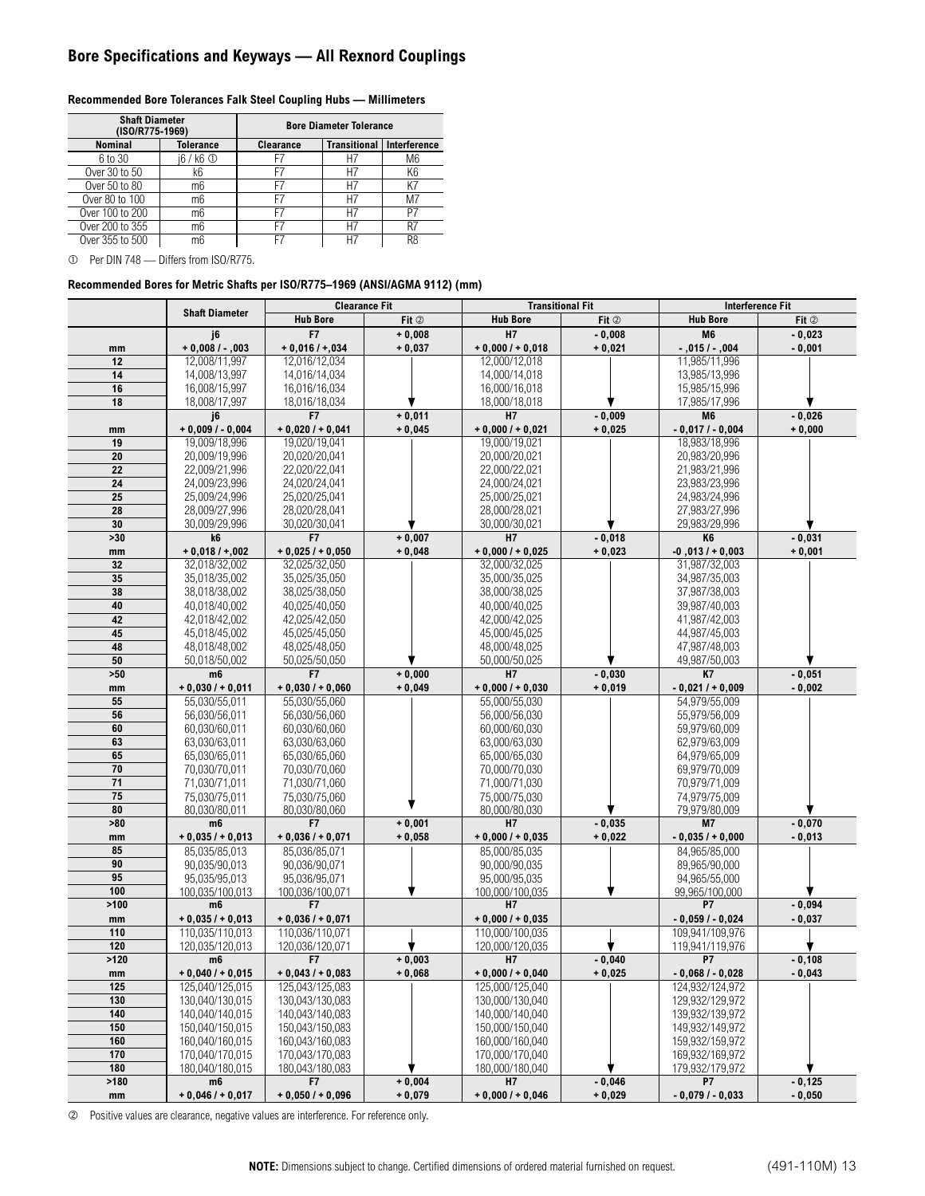# Bore Specifications and Keyways — All Rexnord Couplings

**Recommended Bore Tolerances Falk Steel Coupling Hubs — Millimeters**

| Shaft Diameter (ISO/R775-1969) | | Bore Diameter Tolerance | | |
|---|---|---|---|---|
| Nominal | Tolerance | Clearance | Transitional | Interference |
| 6 to 30 | j6 / k6 ① | F7 | H7 | M6 |
| Over 30 to 50 | k6 | F7 | H7 | K6 |
| Over 50 to 80 | m6 | F7 | H7 | K7 |
| Over 80 to 100 | m6 | F7 | H7 | M7 |
| Over 100 to 200 | m6 | F7 | H7 | P7 |
| Over 200 to 355 | m6 | F7 | H7 | R7 |
| Over 355 to 500 | m6 | F7 | H7 | R8 |

① Per DIN 748 — Differs from ISO/R775.

**Recommended Bores for Metric Shafts per ISO/R775–1969 (ANSI/AGMA 9112) (mm)**

| | Shaft Diameter | Clearance Fit | | Transitional Fit | | Interference Fit | |
|---|---|---|---|---|---|---|---|
| | | Hub Bore | Fit ② | Hub Bore | Fit ② | Hub Bore | Fit ② |
| | j6 | F7 | + 0,008 | H7 | - 0,008 | M6 | - 0,023 |
| mm | + 0,008 / - ,003 | + 0,016 / +,034 | + 0,037 | + 0,000 / + 0,018 | + 0,021 | - ,015 / - ,004 | - 0,001 |
| 12 | 12,008/11,997 | 12,016/12,034 | | 12,000/12,018 | | 11,985/11,996 | |
| 14 | 14,008/13,997 | 14,016/14,034 | | 14,000/14,018 | | 13,985/13,996 | |
| 16 | 16,008/15,997 | 16,016/16,034 | | 16,000/16,018 | | 15,985/15,996 | |
| 18 | 18,008/17,997 | 18,016/18,034 | | 18,000/18,018 | | 17,985/17,996 | |
| | j6 | F7 | + 0,011 | H7 | - 0,009 | M6 | - 0,026 |
| mm | + 0,009 / - 0,004 | + 0,020 / + 0,041 | + 0,045 | + 0,000 / + 0,021 | + 0,025 | - 0,017 / - 0,004 | + 0,000 |
| 19 | 19,009/18,996 | 19,020/19,041 | | 19,000/19,021 | | 18,983/18,996 | |
| 20 | 20,009/19,996 | 20,020/20,041 | | 20,000/20,021 | | 20,983/20,996 | |
| 22 | 22,009/21,996 | 22,020/22,041 | | 22,000/22,021 | | 21,983/21,996 | |
| 24 | 24,009/23,996 | 24,020/24,041 | | 24,000/24,021 | | 23,983/23,996 | |
| 25 | 25,009/24,996 | 25,020/25,041 | | 25,000/25,021 | | 24,983/24,996 | |
| 28 | 28,009/27,996 | 28,020/28,041 | | 28,000/28,021 | | 27,983/27,996 | |
| 30 | 30,009/29,996 | 30,020/30,041 | | 30,000/30,021 | | 29,983/29,996 | |
| >30 | k6 | F7 | + 0,007 | H7 | - 0,018 | K6 | - 0,031 |
| mm | + 0,018 / +,002 | + 0,025 / + 0,050 | + 0,048 | + 0,000 / + 0,025 | + 0,023 | -0 ,013 / + 0,003 | + 0,001 |
| 32 | 32,018/32,002 | 32,025/32,050 | | 32,000/32,025 | | 31,987/32,003 | |
| 35 | 35,018/35,002 | 35,025/35,050 | | 35,000/35,025 | | 34,987/35,003 | |
| 38 | 38,018/38,002 | 38,025/38,050 | | 38,000/38,025 | | 37,987/38,003 | |
| 40 | 40,018/40,002 | 40,025/40,050 | | 40,000/40,025 | | 39,987/40,003 | |
| 42 | 42,018/42,002 | 42,025/42,050 | | 42,000/42,025 | | 41,987/42,003 | |
| 45 | 45,018/45,002 | 45,025/45,050 | | 45,000/45,025 | | 44,987/45,003 | |
| 48 | 48,018/48,002 | 48,025/48,050 | | 48,000/48,025 | | 47,987/48,003 | |
| 50 | 50,018/50,002 | 50,025/50,050 | | 50,000/50,025 | | 49,987/50,003 | |
| >50 | m6 | F7 | + 0,000 | H7 | - 0,030 | K7 | - 0,051 |
| mm | + 0,030 / + 0,011 | + 0,030 / + 0,060 | + 0,049 | + 0,000 / + 0,030 | + 0,019 | - 0,021 / + 0,009 | - 0,002 |
| 55 | 55,030/55,011 | 55,030/55,060 | | 55,000/55,030 | | 54,979/55,009 | |
| 56 | 56,030/56,011 | 56,030/56,060 | | 56,000/56,030 | | 55,979/56,009 | |
| 60 | 60,030/60,011 | 60,030/60,060 | | 60,000/60,030 | | 59,979/60,009 | |
| 63 | 63,030/63,011 | 63,030/63,060 | | 63,000/63,030 | | 62,979/63,009 | |
| 65 | 65,030/65,011 | 65,030/65,060 | | 65,000/65,030 | | 64,979/65,009 | |
| 70 | 70,030/70,011 | 70,030/70,060 | | 70,000/70,030 | | 69,979/70,009 | |
| 71 | 71,030/71,011 | 71,030/71,060 | | 71,000/71,030 | | 70,979/71,009 | |
| 75 | 75,030/75,011 | 75,030/75,060 | | 75,000/75,030 | | 74,979/75,009 | |
| 80 | 80,030/80,011 | 80,030/80,060 | | 80,000/80,030 | | 79,979/80,009 | |
| >80 | m6 | F7 | + 0,001 | H7 | - 0,035 | M7 | - 0,070 |
| mm | + 0,035 / + 0,013 | + 0,036 / + 0,071 | + 0,058 | + 0,000 / + 0,035 | + 0,022 | - 0,035 / + 0,000 | - 0,013 |
| 85 | 85,035/85,013 | 85,036/85,071 | | 85,000/85,035 | | 84,965/85,000 | |
| 90 | 90,035/90,013 | 90,036/90,071 | | 90,000/90,035 | | 89,965/90,000 | |
| 95 | 95,035/95,013 | 95,036/95,071 | | 95,000/95,035 | | 94,965/55,000 | |
| 100 | 100,035/100,013 | 100,036/100,071 | | 100,000/100,035 | | 99,965/100,000 | |
| >100 | m6 | F7 | | H7 | | P7 | - 0,094 |
| mm | + 0,035 / + 0,013 | + 0,036 / + 0,071 | | + 0,000 / + 0,035 | | - 0,059 / - 0,024 | - 0,037 |
| 110 | 110,035/110,013 | 110,036/110,071 | | 110,000/100,035 | | 109,941/109,976 | |
| 120 | 120,035/120,013 | 120,036/120,071 | | 120,000/120,035 | | 119,941/119,976 | |
| >120 | m6 | F7 | + 0,003 | H7 | - 0,040 | P7 | - 0,108 |
| mm | + 0,040 / + 0,015 | + 0,043 / + 0,083 | + 0,068 | + 0,000 / + 0,040 | + 0,025 | - 0,068 / - 0,028 | - 0,043 |
| 125 | 125,040/125,015 | 125,043/125,083 | | 125,000/125,040 | | 124,932/124,972 | |
| 130 | 130,040/130,015 | 130,043/130,083 | | 130,000/130,040 | | 129,932/129,972 | |
| 140 | 140,040/140,015 | 140,043/140,083 | | 140,000/140,040 | | 139,932/139,972 | |
| 150 | 150,040/150,015 | 150,043/150,083 | | 150,000/150,040 | | 149,932/149,972 | |
| 160 | 160,040/160,015 | 160,043/160,083 | | 160,000/160,040 | | 159,932/159,972 | |
| 170 | 170,040/170,015 | 170,043/170,083 | | 170,000/170,040 | | 169,932/169,972 | |
| 180 | 180,040/180,015 | 180,043/180,083 | | 180,000/180,040 | | 179,932/179,972 | |
| >180 | m6 | F7 | + 0,004 | H7 | - 0,046 | P7 | - 0,125 |
| mm | + 0,046 / + 0,017 | + 0,050 / + 0,096 | + 0,079 | + 0,000 / + 0,046 | + 0,029 | - 0,079 / - 0,033 | - 0,050 |

② Positive values are clearance, negative values are interference. For reference only.

**NOTE:** Dimensions subject to change. Certified dimensions of ordered material furnished on request.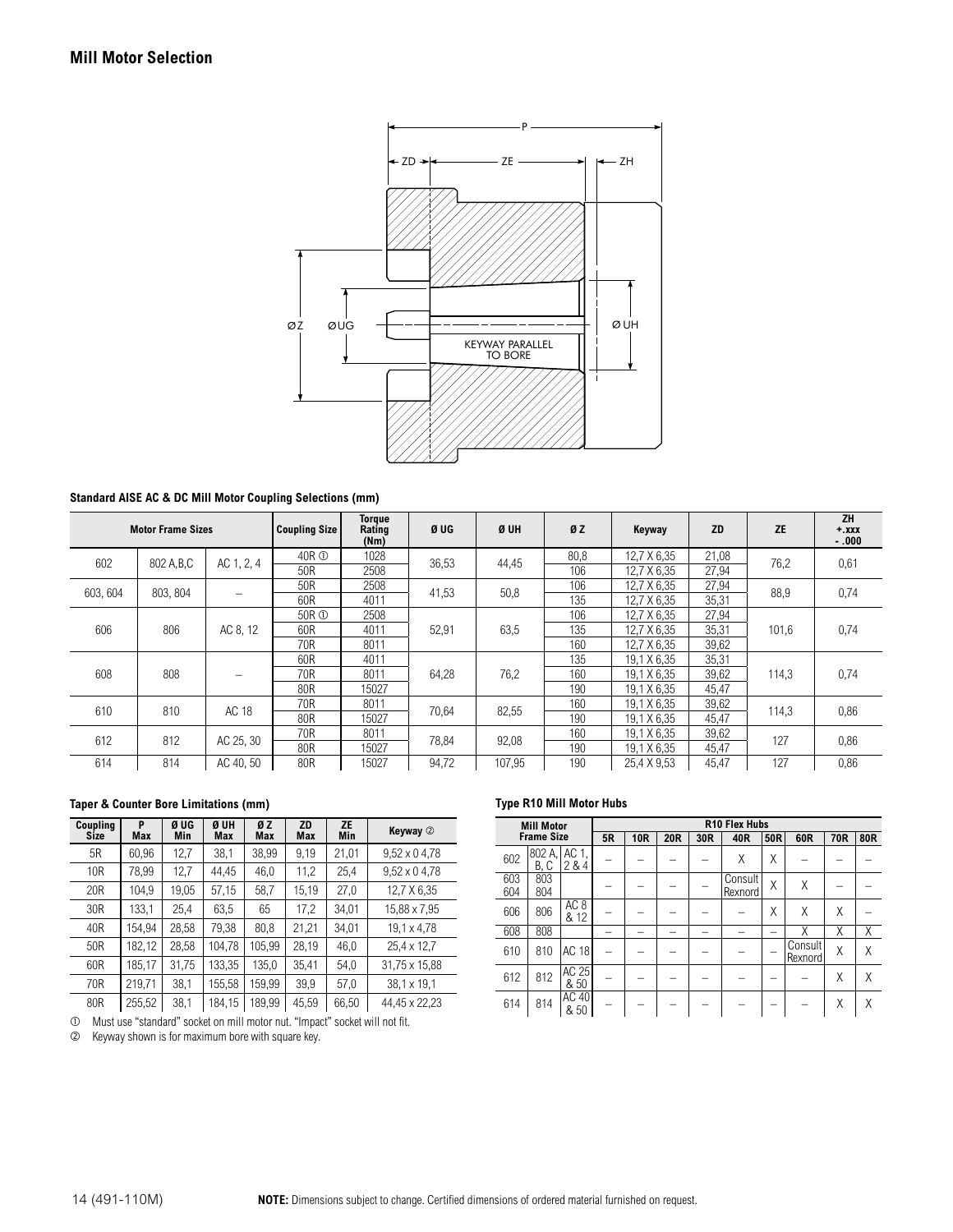## Mill Motor Selection

**Standard AISE AC & DC Mill Motor Coupling Selections (mm)**

| Motor Frame Sizes | | | Coupling Size | Torque Rating (Nm) | Ø UG | Ø UH | Ø Z | Keyway | ZD | ZE | ZH +.xxx -.000 |
|---|---|---|---|---|---|---|---|---|---|---|---|
| 602 | 802 A,B,C | AC 1, 2, 4 | 40R ① | 1028 | 36,53 | 44,45 | 80,8 | 12,7 X 6,35 | 21,08 | 76,2 | 0,61 |
| | | | 50R | 2508 | | | 106 | 12,7 X 6,35 | 27,94 | | |
| 603, 604 | 803, 804 | – | 50R | 2508 | 41,53 | 50,8 | 106 | 12,7 X 6,35 | 27,94 | 88,9 | 0,74 |
| | | | 60R | 4011 | | | 135 | 12,7 X 6,35 | 35,31 | | |
| 606 | 806 | AC 8, 12 | 50R ① | 2508 | 52,91 | 63,5 | 106 | 12,7 X 6,35 | 27,94 | 101,6 | 0,74 |
| | | | 60R | 4011 | | | 135 | 12,7 X 6,35 | 35,31 | | |
| | | | 70R | 8011 | | | 160 | 12,7 X 6,35 | 39,62 | | |
| 608 | 808 | – | 60R | 4011 | 64,28 | 76,2 | 135 | 19,1 X 6,35 | 35,31 | 114,3 | 0,74 |
| | | | 70R | 8011 | | | 160 | 19,1 X 6,35 | 39,62 | | |
| | | | 80R | 15027 | | | 190 | 19,1 X 6,35 | 45,47 | | |
| 610 | 810 | AC 18 | 70R | 8011 | 70,64 | 82,55 | 160 | 19,1 X 6,35 | 39,62 | 114,3 | 0,86 |
| | | | 80R | 15027 | | | 190 | 19,1 X 6,35 | 45,47 | | |
| 612 | 812 | AC 25, 30 | 70R | 8011 | 78,84 | 92,08 | 160 | 19,1 X 6,35 | 39,62 | 127 | 0,86 |
| | | | 80R | 15027 | | | 190 | 19,1 X 6,35 | 45,47 | | |
| 614 | 814 | AC 40, 50 | 80R | 15027 | 94,72 | 107,95 | 190 | 25,4 X 9,53 | 45,47 | 127 | 0,86 |

**Taper & Counter Bore Limitations (mm)**

| Coupling Size | P Max | Ø UG Min | Ø UH Max | Ø Z Max | ZD Max | ZE Min | Keyway ② |
|---|---|---|---|---|---|---|---|
| 5R | 60,96 | 12,7 | 38,1 | 38,99 | 9,19 | 21,01 | 9,52 x 0 4,78 |
| 10R | 78,99 | 12,7 | 44,45 | 46,0 | 11,2 | 25,4 | 9,52 x 0 4,78 |
| 20R | 104,9 | 19,05 | 57,15 | 58,7 | 15,19 | 27,0 | 12,7 X 6,35 |
| 30R | 133,1 | 25,4 | 63,5 | 65 | 17,2 | 34,01 | 15,88 x 7,95 |
| 40R | 154,94 | 28,58 | 79,38 | 80,8 | 21,21 | 34,01 | 19,1 x 4,78 |
| 50R | 182,12 | 28,58 | 104,78 | 105,99 | 28,19 | 46,0 | 25,4 x 12,7 |
| 60R | 185,17 | 31,75 | 133,35 | 135,0 | 35,41 | 54,0 | 31,75 x 15,88 |
| 70R | 219,71 | 38,1 | 155,58 | 159,99 | 39,9 | 57,0 | 38,1 x 19,1 |
| 80R | 255,52 | 38,1 | 184,15 | 189,99 | 45,59 | 66,50 | 44,45 x 22,23 |

① Must use "standard" socket on mill motor nut. "Impact" socket will not fit.
② Keyway shown is for maximum bore with square key.

**Type R10 Mill Motor Hubs**

| Mill Motor Frame Size | | | R10 Flex Hubs | | | | | | | | |
|---|---|---|---|---|---|---|---|---|---|---|---|
| | | | 5R | 10R | 20R | 30R | 40R | 50R | 60R | 70R | 80R |
| 602 | 802 A, B, C | AC 1, 2 & 4 | – | – | – | – | X | X | – | – | – |
| 603 604 | 803 804 | | – | – | – | – | Consult Rexnord | X | X | – | – |
| 606 | 806 | AC 8 & 12 | – | – | – | – | – | X | X | X | – |
| 608 | 808 | | – | – | – | – | – | – | X | X | X |
| 610 | 810 | AC 18 | – | – | – | – | – | – | Consult Rexnord | X | X |
| 612 | 812 | AC 25 & 50 | – | – | – | – | – | – | – | X | X |
| 614 | 814 | AC 40 & 50 | – | – | – | – | – | – | – | X | X |

**NOTE:** Dimensions subject to change. Certified dimensions of ordered material furnished on request.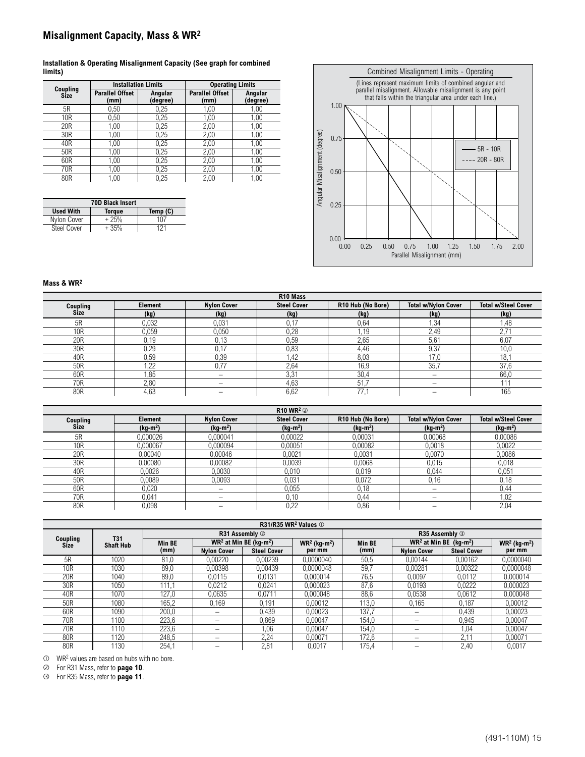## Misalignment Capacity, Mass & WR²

**Installation & Operating Misalignment Capacity (See graph for combined limits)**

| Coupling Size | Installation Limits | | Operating Limits | |
|---|---|---|---|---|
| | Parallel Offset (mm) | Angular (degree) | Parallel Offset (mm) | Angular (degree) |
| 5R | 0,50 | 0,25 | 1,00 | 1,00 |
| 10R | 0,50 | 0,25 | 1,00 | 1,00 |
| 20R | 1,00 | 0,25 | 2,00 | 1,00 |
| 30R | 1,00 | 0,25 | 2,00 | 1,00 |
| 40R | 1,00 | 0,25 | 2,00 | 1,00 |
| 50R | 1,00 | 0,25 | 2,00 | 1,00 |
| 60R | 1,00 | 0,25 | 2,00 | 1,00 |
| 70R | 1,00 | 0,25 | 2,00 | 1,00 |
| 80R | 1,00 | 0,25 | 2,00 | 1,00 |

| 70D Black Insert | | |
|---|---|---|
| Used With | Torque | Temp (C) |
| Nylon Cover | + 25% | 107 |
| Steel Cover | + 35% | 121 |

**Combined Misalignment Limits - Operating**

(Lines represent maximum limits of combined angular and parallel misalignment. Allowable misalignment is any point that falls within the triangular area under each line.)

Angular Misalignment (degree) vs. Parallel Misalignment (mm)

— 5R - 10R
---- 20R - 80R

### Mass & WR²

| Coupling Size | R10 Mass | | | | | |
|---|---|---|---|---|---|---|
| | Element (kg) | Nylon Cover (kg) | Steel Cover (kg) | R10 Hub (No Bore) (kg) | Total w/Nylon Cover (kg) | Total w/Steel Cover (kg) |
| 5R | 0,032 | 0,031 | 0,17 | 0,64 | 1,34 | 1,48 |
| 10R | 0,059 | 0,050 | 0,28 | 1,19 | 2,49 | 2,71 |
| 20R | 0,19 | 0,13 | 0,59 | 2,65 | 5,61 | 6,07 |
| 30R | 0,29 | 0,17 | 0,83 | 4,46 | 9,37 | 10,0 |
| 40R | 0,59 | 0,39 | 1,42 | 8,03 | 17,0 | 18,1 |
| 50R | 1,22 | 0,77 | 2,64 | 16,9 | 35,7 | 37,6 |
| 60R | 1,85 | – | 3,31 | 30,4 | – | 66,0 |
| 70R | 2,80 | – | 4,63 | 51,7 | – | 111 |
| 80R | 4,63 | – | 6,62 | 77,1 | – | 165 |

| Coupling Size | R10 WR² ② | | | | | |
|---|---|---|---|---|---|---|
| | Element ($kg\text{-}m^2$) | Nylon Cover ($kg\text{-}m^2$) | Steel Cover ($kg\text{-}m^2$) | R10 Hub (No Bore) ($kg\text{-}m^2$) | Total w/Nylon Cover ($kg\text{-}m^2$) | Total w/Steel Cover ($kg\text{-}m^2$) |
| 5R | 0,000026 | 0,000041 | 0,00022 | 0,00031 | 0,00068 | 0,00086 |
| 10R | 0,000067 | 0,000094 | 0,00051 | 0,00082 | 0,0018 | 0,0022 |
| 20R | 0,00040 | 0,00046 | 0,0021 | 0,0031 | 0,0070 | 0,0086 |
| 30R | 0,00080 | 0,00082 | 0,0039 | 0,0068 | 0,015 | 0,018 |
| 40R | 0,0026 | 0,0030 | 0,010 | 0,019 | 0,044 | 0,051 |
| 50R | 0,0089 | 0,0093 | 0,031 | 0,072 | 0,16 | 0,18 |
| 60R | 0,020 | – | 0,055 | 0,18 | – | 0,44 |
| 70R | 0,041 | – | 0,10 | 0,44 | – | 1,02 |
| 80R | 0,098 | – | 0,22 | 0,86 | – | 2,04 |

| Coupling Size | T31 Shaft Hub | R31/R35 WR² Values ① — R31 Assembly ② | | | | R35 Assembly ③ | | | |
|---|---|---|---|---|---|---|---|---|---|
| | | Min BE (mm) | $WR^2$ at Min BE ($kg\text{-}m^2$) Nylon Cover | $WR^2$ at Min BE ($kg\text{-}m^2$) Steel Cover | $WR^2$ ($kg\text{-}m^2$) per mm | Min BE (mm) | $WR^2$ at Min BE ($kg\text{-}m^2$) Nylon Cover | $WR^2$ at Min BE ($kg\text{-}m^2$) Steel Cover | $WR^2$ ($kg\text{-}m^2$) per mm |
| 5R | 1020 | 81,0 | 0,00220 | 0,00239 | 0,0000040 | 50,5 | 0,00144 | 0,00162 | 0,0000040 |
| 10R | 1030 | 89,0 | 0,00398 | 0,00439 | 0,0000048 | 59,7 | 0,00281 | 0,00322 | 0,0000048 |
| 20R | 1040 | 89,0 | 0,0115 | 0,0131 | 0,000014 | 76,5 | 0,0097 | 0,0112 | 0,000014 |
| 30R | 1050 | 111,1 | 0,0212 | 0,0241 | 0,000023 | 87,6 | 0,0193 | 0,0222 | 0,000023 |
| 40R | 1070 | 127,0 | 0,0635 | 0,0711 | 0,000048 | 88,6 | 0,0538 | 0,0612 | 0,000048 |
| 50R | 1080 | 165,2 | 0,169 | 0,191 | 0,00012 | 113,0 | 0,165 | 0,187 | 0,00012 |
| 60R | 1090 | 200,0 | – | 0,439 | 0,00023 | 137,7 | – | 0,439 | 0,00023 |
| 70R | 1100 | 223,6 | – | 0,869 | 0,00047 | 154,0 | – | 0,945 | 0,00047 |
| 70R | 1110 | 223,6 | – | 1,06 | 0,00047 | 154,0 | – | 1,04 | 0,00047 |
| 80R | 1120 | 248,5 | – | 2,24 | 0,00071 | 172,6 | – | 2,11 | 0,00071 |
| 80R | 1130 | 254,1 | – | 2,81 | 0,0017 | 175,4 | – | 2,40 | 0,0017 |

① $WR^2$ values are based on hubs with no bore.

② For R31 Mass, refer to **page 10**.

③ For R35 Mass, refer to **page 11**.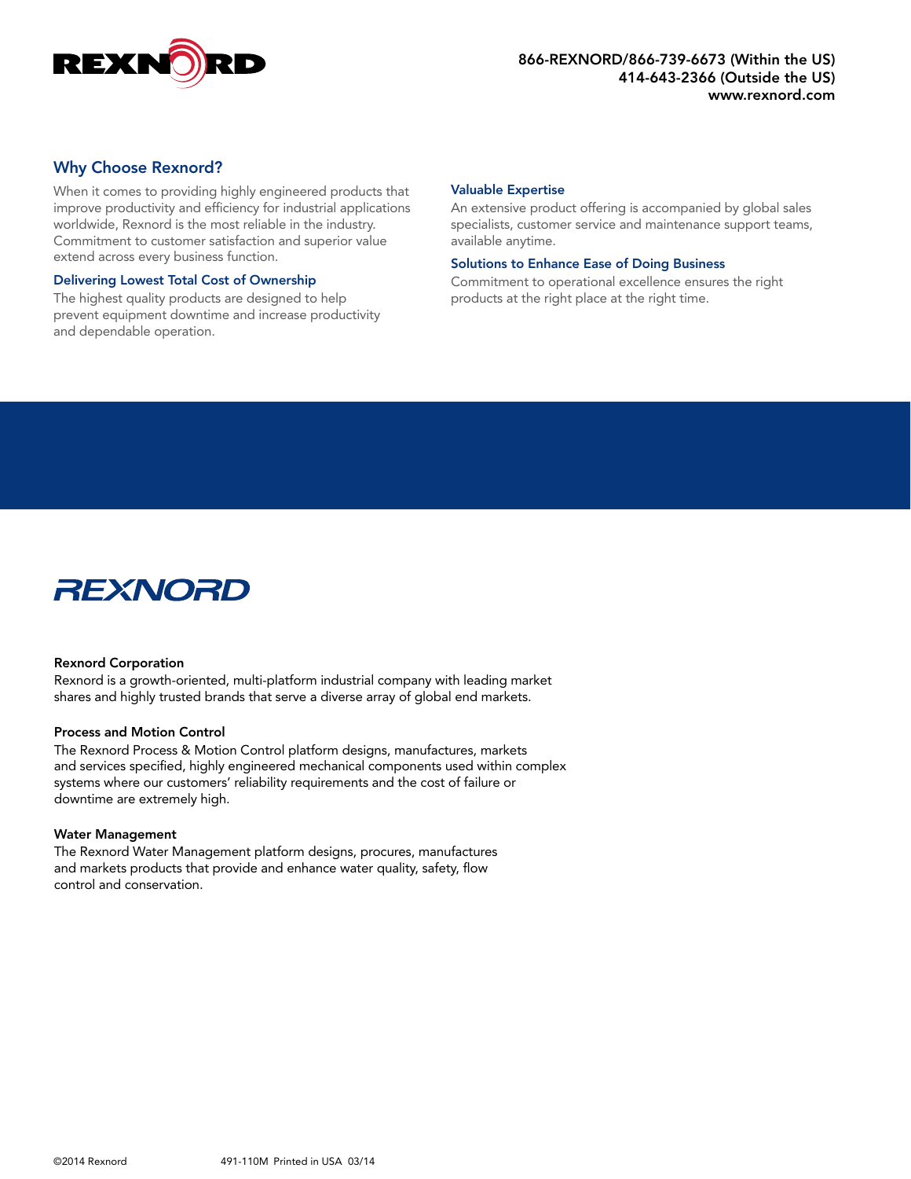866-REXNORD/866-739-6673 (Within the US)
414-643-2366 (Outside the US)
www.rexnord.com

## Why Choose Rexnord?

When it comes to providing highly engineered products that improve productivity and efficiency for industrial applications worldwide, Rexnord is the most reliable in the industry. Commitment to customer satisfaction and superior value extend across every business function.

### Delivering Lowest Total Cost of Ownership

The highest quality products are designed to help prevent equipment downtime and increase productivity and dependable operation.

### Valuable Expertise

An extensive product offering is accompanied by global sales specialists, customer service and maintenance support teams, available anytime.

### Solutions to Enhance Ease of Doing Business

Commitment to operational excellence ensures the right products at the right place at the right time.

REXNORD

**Rexnord Corporation**
Rexnord is a growth-oriented, multi-platform industrial company with leading market shares and highly trusted brands that serve a diverse array of global end markets.

**Process and Motion Control**
The Rexnord Process & Motion Control platform designs, manufactures, markets and services specified, highly engineered mechanical components used within complex systems where our customers' reliability requirements and the cost of failure or downtime are extremely high.

**Water Management**
The Rexnord Water Management platform designs, procures, manufactures and markets products that provide and enhance water quality, safety, flow control and conservation.

©2014 Rexnord 491-110M Printed in USA 03/14